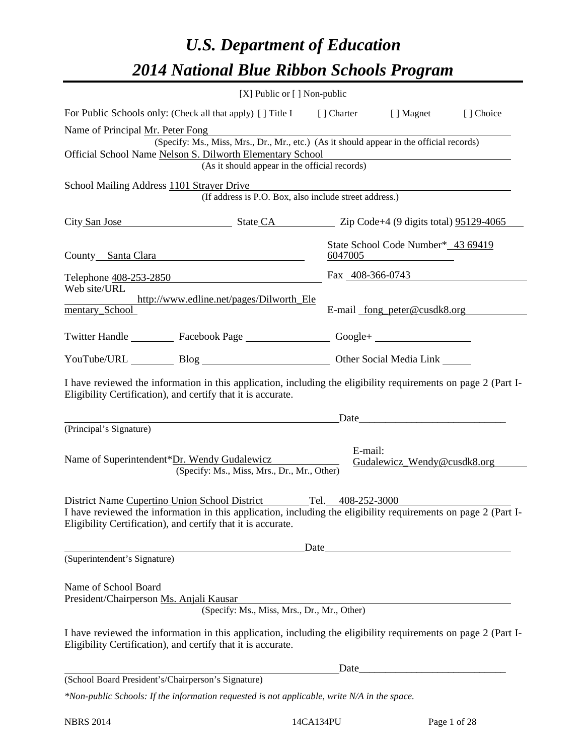# *U.S. Department of Education*

# *2014 National Blue Ribbon Schools Program*

[X] Public or [ ] Non-public

For Public Schools only: (Check all that apply) [ ] Title I [ ] Charter [ ] Magnet [ ] Choice

Name of Principal Mr. Peter Fong
(Specify: Ms., Miss, Mrs., Dr., Mr., etc.) (As it should appear in the official records)

Official School Name Nelson S. Dilworth Elementary School
(As it should appear in the official records)

School Mailing Address 1101 Strayer Drive
(If address is P.O. Box, also include street address.)

City San Jose State CA Zip Code+4 (9 digits total) 95129-4065

County Santa Clara State School Code Number* 43 69419 6047005

Telephone 408-253-2850 Fax 408-366-0743

Web site/URL http://www.edline.net/pages/Dilworth_Elementary_School E-mail fong_peter@cusdk8.org

Twitter Handle ________ Facebook Page ________ Google+ ________

YouTube/URL ________ Blog ________ Other Social Media Link ________

I have reviewed the information in this application, including the eligibility requirements on page 2 (Part I-Eligibility Certification), and certify that it is accurate.

_______________________________ Date_______________________
(Principal's Signature)

Name of Superintendent*Dr. Wendy Gudalewicz E-mail: Gudalewicz_Wendy@cusdk8.org
(Specify: Ms., Miss, Mrs., Dr., Mr., Other)

District Name Cupertino Union School District Tel. 408-252-3000

I have reviewed the information in this application, including the eligibility requirements on page 2 (Part I-Eligibility Certification), and certify that it is accurate.

_______________________________ Date_______________________
(Superintendent's Signature)

Name of School Board
President/Chairperson Ms. Anjali Kausar
(Specify: Ms., Miss, Mrs., Dr., Mr., Other)

I have reviewed the information in this application, including the eligibility requirements on page 2 (Part I-Eligibility Certification), and certify that it is accurate.

_______________________________ Date_______________________
(School Board President's/Chairperson's Signature)

*\*Non-public Schools: If the information requested is not applicable, write N/A in the space.*

NBRS 2014 14CA134PU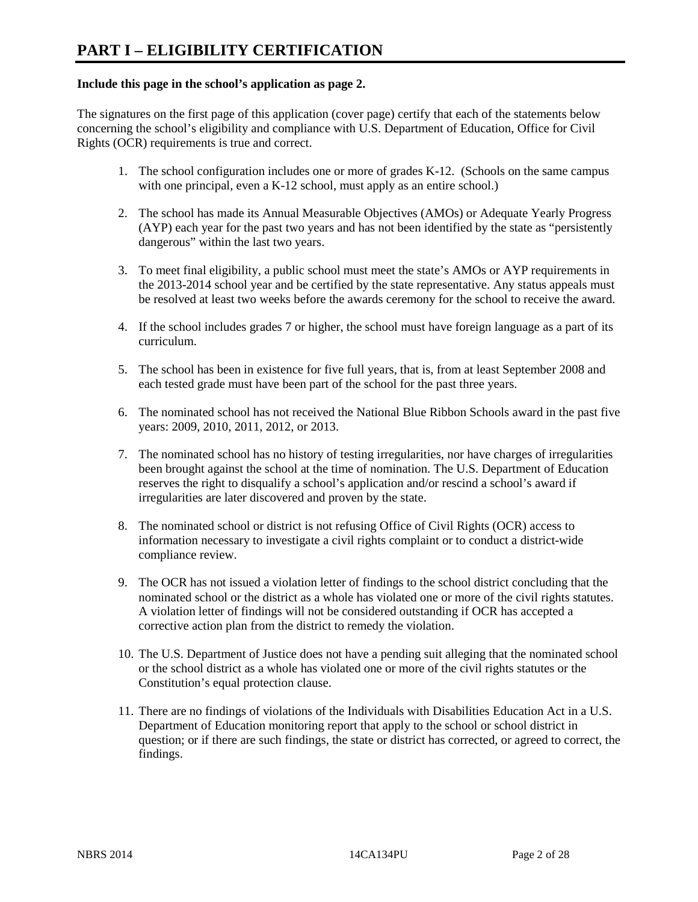# PART I – ELIGIBILITY CERTIFICATION

**Include this page in the school's application as page 2.**

The signatures on the first page of this application (cover page) certify that each of the statements below concerning the school's eligibility and compliance with U.S. Department of Education, Office for Civil Rights (OCR) requirements is true and correct.

1. The school configuration includes one or more of grades K-12. (Schools on the same campus with one principal, even a K-12 school, must apply as an entire school.)

2. The school has made its Annual Measurable Objectives (AMOs) or Adequate Yearly Progress (AYP) each year for the past two years and has not been identified by the state as "persistently dangerous" within the last two years.

3. To meet final eligibility, a public school must meet the state's AMOs or AYP requirements in the 2013-2014 school year and be certified by the state representative. Any status appeals must be resolved at least two weeks before the awards ceremony for the school to receive the award.

4. If the school includes grades 7 or higher, the school must have foreign language as a part of its curriculum.

5. The school has been in existence for five full years, that is, from at least September 2008 and each tested grade must have been part of the school for the past three years.

6. The nominated school has not received the National Blue Ribbon Schools award in the past five years: 2009, 2010, 2011, 2012, or 2013.

7. The nominated school has no history of testing irregularities, nor have charges of irregularities been brought against the school at the time of nomination. The U.S. Department of Education reserves the right to disqualify a school's application and/or rescind a school's award if irregularities are later discovered and proven by the state.

8. The nominated school or district is not refusing Office of Civil Rights (OCR) access to information necessary to investigate a civil rights complaint or to conduct a district-wide compliance review.

9. The OCR has not issued a violation letter of findings to the school district concluding that the nominated school or the district as a whole has violated one or more of the civil rights statutes. A violation letter of findings will not be considered outstanding if OCR has accepted a corrective action plan from the district to remedy the violation.

10. The U.S. Department of Justice does not have a pending suit alleging that the nominated school or the school district as a whole has violated one or more of the civil rights statutes or the Constitution's equal protection clause.

11. There are no findings of violations of the Individuals with Disabilities Education Act in a U.S. Department of Education monitoring report that apply to the school or school district in question; or if there are such findings, the state or district has corrected, or agreed to correct, the findings.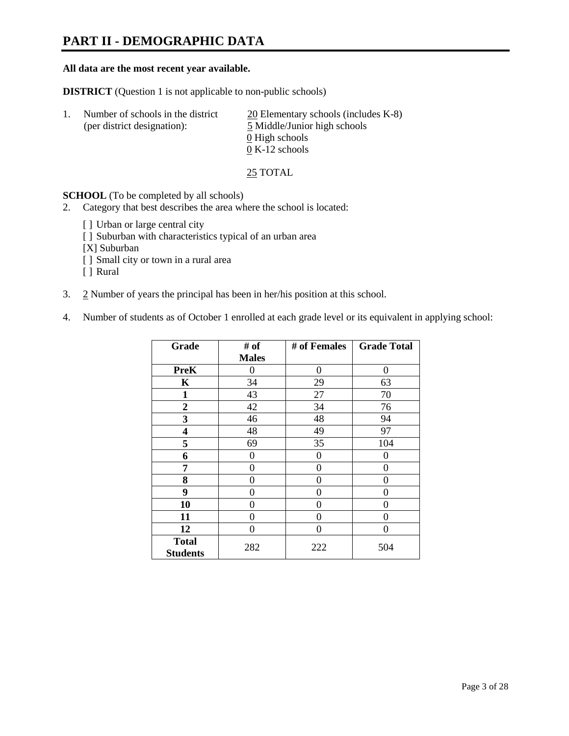# PART II - DEMOGRAPHIC DATA

**All data are the most recent year available.**

**DISTRICT** (Question 1 is not applicable to non-public schools)

1. Number of schools in the district (per district designation):
   - 20 Elementary schools (includes K-8)
   - 5 Middle/Junior high schools
   - 0 High schools
   - 0 K-12 schools

   25 TOTAL

**SCHOOL** (To be completed by all schools)

2. Category that best describes the area where the school is located:

   [ ] Urban or large central city
   [ ] Suburban with characteristics typical of an urban area
   [X] Suburban
   [ ] Small city or town in a rural area
   [ ] Rural

3. 2 Number of years the principal has been in her/his position at this school.

4. Number of students as of October 1 enrolled at each grade level or its equivalent in applying school:

| Grade | # of Males | # of Females | Grade Total |
|---|---|---|---|
| **PreK** | 0 | 0 | 0 |
| **K** | 34 | 29 | 63 |
| **1** | 43 | 27 | 70 |
| **2** | 42 | 34 | 76 |
| **3** | 46 | 48 | 94 |
| **4** | 48 | 49 | 97 |
| **5** | 69 | 35 | 104 |
| **6** | 0 | 0 | 0 |
| **7** | 0 | 0 | 0 |
| **8** | 0 | 0 | 0 |
| **9** | 0 | 0 | 0 |
| **10** | 0 | 0 | 0 |
| **11** | 0 | 0 | 0 |
| **12** | 0 | 0 | 0 |
| **Total Students** | 282 | 222 | 504 |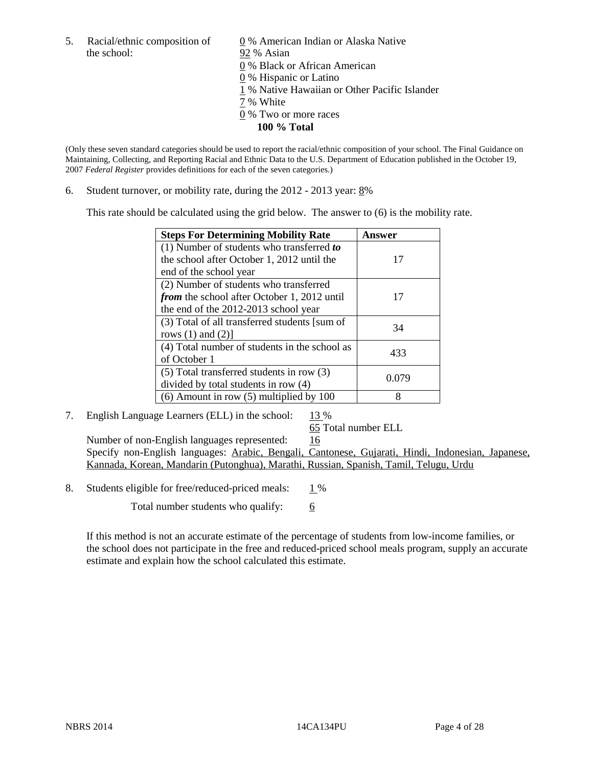5. Racial/ethnic composition of the school:

0 % American Indian or Alaska Native
92 % Asian
0 % Black or African American
0 % Hispanic or Latino
1 % Native Hawaiian or Other Pacific Islander
7 % White
0 % Two or more races
**100 % Total**

(Only these seven standard categories should be used to report the racial/ethnic composition of your school. The Final Guidance on Maintaining, Collecting, and Reporting Racial and Ethnic Data to the U.S. Department of Education published in the October 19, 2007 *Federal Register* provides definitions for each of the seven categories.)

6. Student turnover, or mobility rate, during the 2012 - 2013 year: 8%

This rate should be calculated using the grid below. The answer to (6) is the mobility rate.

| **Steps For Determining Mobility Rate** | **Answer** |
|---|---|
| (1) Number of students who transferred ***to*** the school after October 1, 2012 until the end of the school year | 17 |
| (2) Number of students who transferred ***from*** the school after October 1, 2012 until the end of the 2012-2013 school year | 17 |
| (3) Total of all transferred students [sum of rows (1) and (2)] | 34 |
| (4) Total number of students in the school as of October 1 | 433 |
| (5) Total transferred students in row (3) divided by total students in row (4) | 0.079 |
| (6) Amount in row (5) multiplied by 100 | 8 |

7. English Language Learners (ELL) in the school: 13 %

65 Total number ELL

Number of non-English languages represented: 16

Specify non-English languages: Arabic, Bengali, Cantonese, Gujarati, Hindi, Indonesian, Japanese, Kannada, Korean, Mandarin (Putonghua), Marathi, Russian, Spanish, Tamil, Telugu, Urdu

8. Students eligible for free/reduced-priced meals: 1 %

Total number students who qualify: 6

If this method is not an accurate estimate of the percentage of students from low-income families, or the school does not participate in the free and reduced-priced school meals program, supply an accurate estimate and explain how the school calculated this estimate.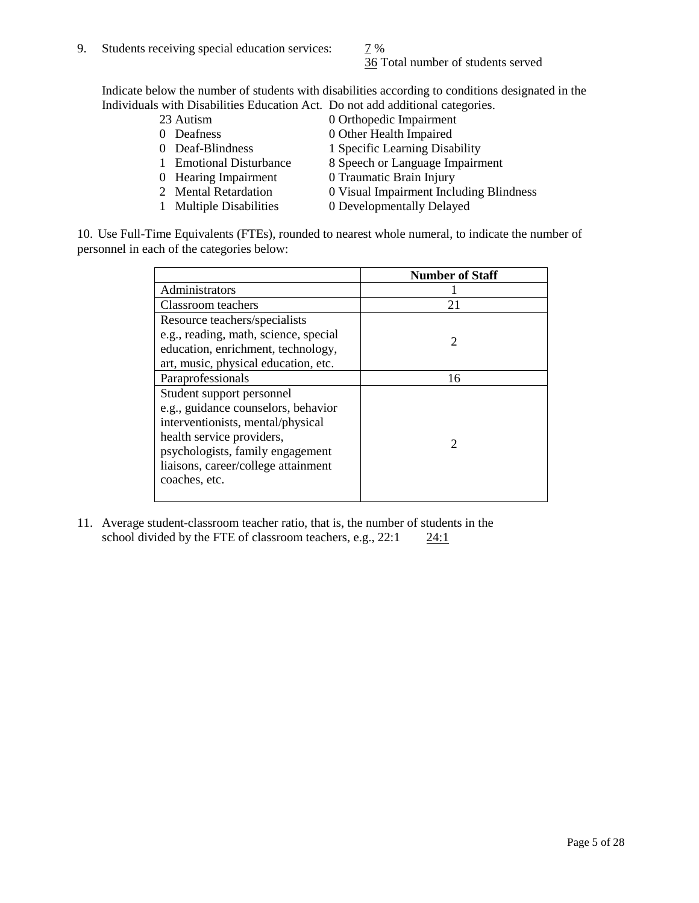9. Students receiving special education services: 7 %
   36 Total number of students served

Indicate below the number of students with disabilities according to conditions designated in the Individuals with Disabilities Education Act. Do not add additional categories.

| | |
|---|---|
| 23 Autism | 0 Orthopedic Impairment |
| 0 Deafness | 0 Other Health Impaired |
| 0 Deaf-Blindness | 1 Specific Learning Disability |
| 1 Emotional Disturbance | 8 Speech or Language Impairment |
| 0 Hearing Impairment | 0 Traumatic Brain Injury |
| 2 Mental Retardation | 0 Visual Impairment Including Blindness |
| 1 Multiple Disabilities | 0 Developmentally Delayed |

10. Use Full-Time Equivalents (FTEs), rounded to nearest whole numeral, to indicate the number of personnel in each of the categories below:

| | Number of Staff |
|---|---|
| Administrators | 1 |
| Classroom teachers | 21 |
| Resource teachers/specialists e.g., reading, math, science, special education, enrichment, technology, art, music, physical education, etc. | 2 |
| Paraprofessionals | 16 |
| Student support personnel e.g., guidance counselors, behavior interventionists, mental/physical health service providers, psychologists, family engagement liaisons, career/college attainment coaches, etc. | 2 |

11. Average student-classroom teacher ratio, that is, the number of students in the school divided by the FTE of classroom teachers, e.g., 22:1 24:1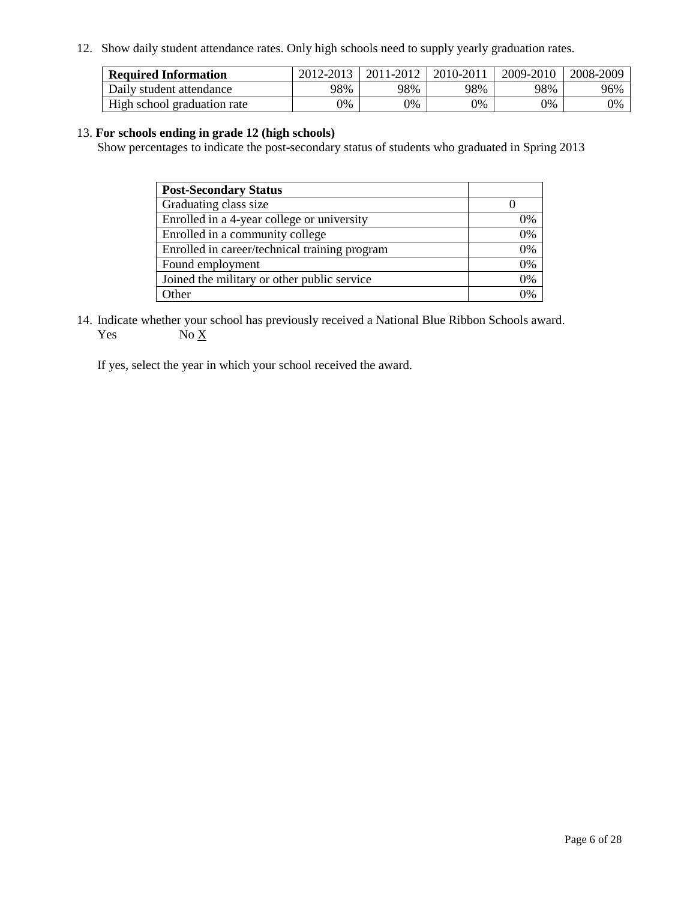12. Show daily student attendance rates. Only high schools need to supply yearly graduation rates.

| **Required Information** | 2012-2013 | 2011-2012 | 2010-2011 | 2009-2010 | 2008-2009 |
|---|---|---|---|---|---|
| Daily student attendance | 98% | 98% | 98% | 98% | 96% |
| High school graduation rate | 0% | 0% | 0% | 0% | 0% |

13. **For schools ending in grade 12 (high schools)**
Show percentages to indicate the post-secondary status of students who graduated in Spring 2013

| **Post-Secondary Status** | |
|---|---|
| Graduating class size | 0 |
| Enrolled in a 4-year college or university | 0% |
| Enrolled in a community college | 0% |
| Enrolled in career/technical training program | 0% |
| Found employment | 0% |
| Joined the military or other public service | 0% |
| Other | 0% |

14. Indicate whether your school has previously received a National Blue Ribbon Schools award.
Yes No X

If yes, select the year in which your school received the award.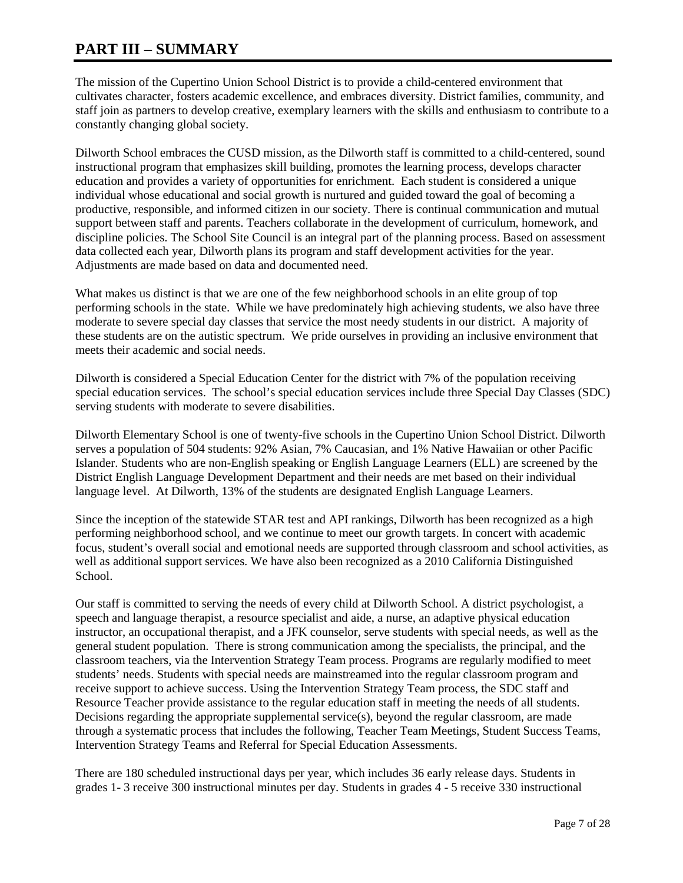# PART III – SUMMARY

The mission of the Cupertino Union School District is to provide a child-centered environment that cultivates character, fosters academic excellence, and embraces diversity. District families, community, and staff join as partners to develop creative, exemplary learners with the skills and enthusiasm to contribute to a constantly changing global society.

Dilworth School embraces the CUSD mission, as the Dilworth staff is committed to a child-centered, sound instructional program that emphasizes skill building, promotes the learning process, develops character education and provides a variety of opportunities for enrichment. Each student is considered a unique individual whose educational and social growth is nurtured and guided toward the goal of becoming a productive, responsible, and informed citizen in our society. There is continual communication and mutual support between staff and parents. Teachers collaborate in the development of curriculum, homework, and discipline policies. The School Site Council is an integral part of the planning process. Based on assessment data collected each year, Dilworth plans its program and staff development activities for the year. Adjustments are made based on data and documented need.

What makes us distinct is that we are one of the few neighborhood schools in an elite group of top performing schools in the state. While we have predominately high achieving students, we also have three moderate to severe special day classes that service the most needy students in our district. A majority of these students are on the autistic spectrum. We pride ourselves in providing an inclusive environment that meets their academic and social needs.

Dilworth is considered a Special Education Center for the district with 7% of the population receiving special education services. The school's special education services include three Special Day Classes (SDC) serving students with moderate to severe disabilities.

Dilworth Elementary School is one of twenty-five schools in the Cupertino Union School District. Dilworth serves a population of 504 students: 92% Asian, 7% Caucasian, and 1% Native Hawaiian or other Pacific Islander. Students who are non-English speaking or English Language Learners (ELL) are screened by the District English Language Development Department and their needs are met based on their individual language level. At Dilworth, 13% of the students are designated English Language Learners.

Since the inception of the statewide STAR test and API rankings, Dilworth has been recognized as a high performing neighborhood school, and we continue to meet our growth targets. In concert with academic focus, student's overall social and emotional needs are supported through classroom and school activities, as well as additional support services. We have also been recognized as a 2010 California Distinguished School.

Our staff is committed to serving the needs of every child at Dilworth School. A district psychologist, a speech and language therapist, a resource specialist and aide, a nurse, an adaptive physical education instructor, an occupational therapist, and a JFK counselor, serve students with special needs, as well as the general student population. There is strong communication among the specialists, the principal, and the classroom teachers, via the Intervention Strategy Team process. Programs are regularly modified to meet students' needs. Students with special needs are mainstreamed into the regular classroom program and receive support to achieve success. Using the Intervention Strategy Team process, the SDC staff and Resource Teacher provide assistance to the regular education staff in meeting the needs of all students. Decisions regarding the appropriate supplemental service(s), beyond the regular classroom, are made through a systematic process that includes the following, Teacher Team Meetings, Student Success Teams, Intervention Strategy Teams and Referral for Special Education Assessments.

There are 180 scheduled instructional days per year, which includes 36 early release days. Students in grades 1- 3 receive 300 instructional minutes per day. Students in grades 4 - 5 receive 330 instructional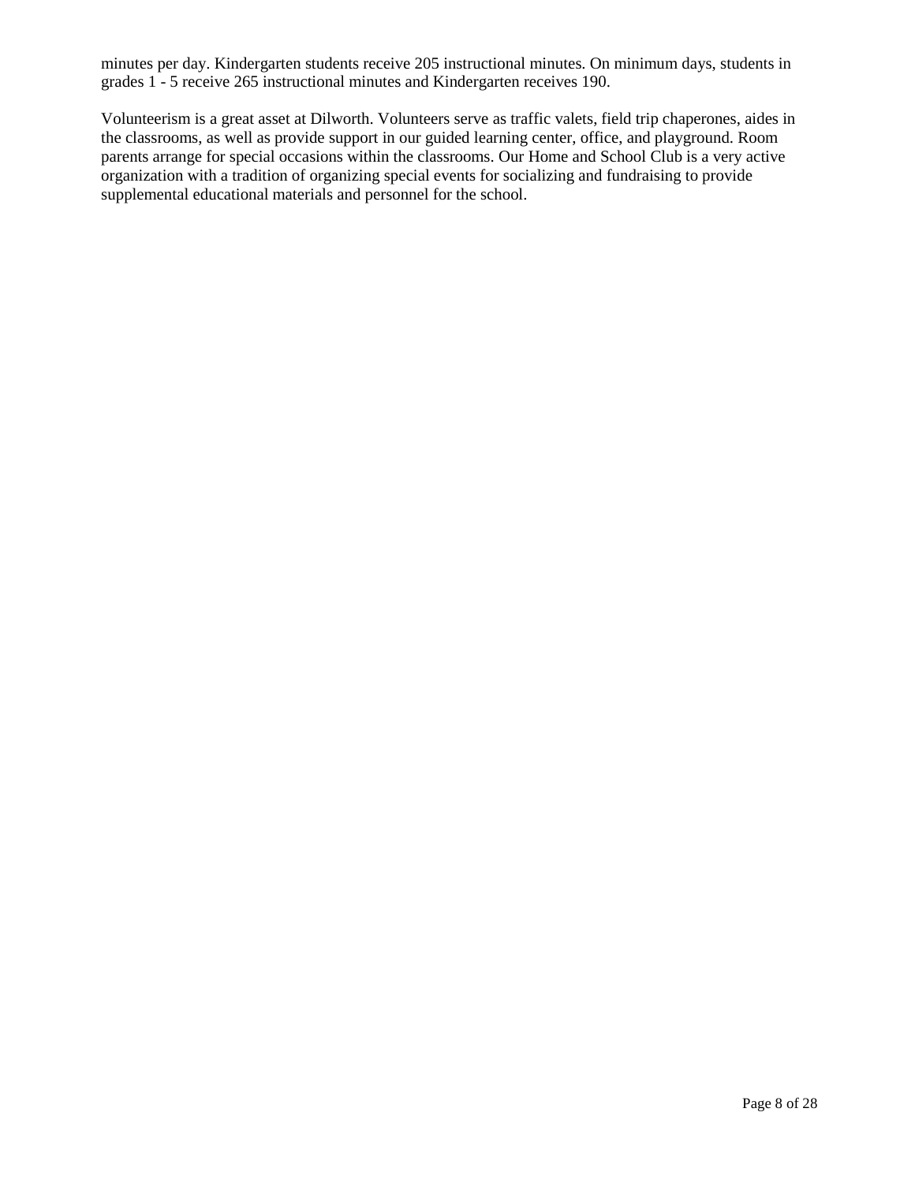minutes per day. Kindergarten students receive 205 instructional minutes. On minimum days, students in grades 1 - 5 receive 265 instructional minutes and Kindergarten receives 190.

Volunteerism is a great asset at Dilworth. Volunteers serve as traffic valets, field trip chaperones, aides in the classrooms, as well as provide support in our guided learning center, office, and playground. Room parents arrange for special occasions within the classrooms. Our Home and School Club is a very active organization with a tradition of organizing special events for socializing and fundraising to provide supplemental educational materials and personnel for the school.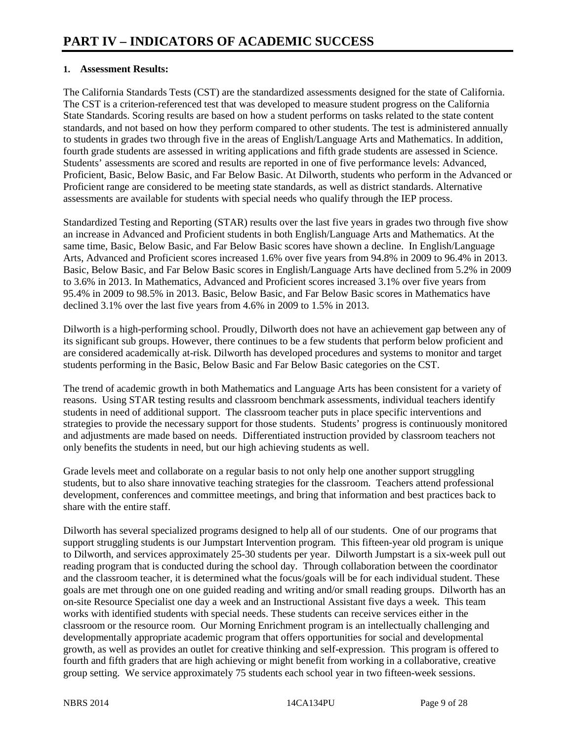# PART IV – INDICATORS OF ACADEMIC SUCCESS

**1. Assessment Results:**

The California Standards Tests (CST) are the standardized assessments designed for the state of California. The CST is a criterion-referenced test that was developed to measure student progress on the California State Standards. Scoring results are based on how a student performs on tasks related to the state content standards, and not based on how they perform compared to other students. The test is administered annually to students in grades two through five in the areas of English/Language Arts and Mathematics. In addition, fourth grade students are assessed in writing applications and fifth grade students are assessed in Science. Students' assessments are scored and results are reported in one of five performance levels: Advanced, Proficient, Basic, Below Basic, and Far Below Basic. At Dilworth, students who perform in the Advanced or Proficient range are considered to be meeting state standards, as well as district standards. Alternative assessments are available for students with special needs who qualify through the IEP process.

Standardized Testing and Reporting (STAR) results over the last five years in grades two through five show an increase in Advanced and Proficient students in both English/Language Arts and Mathematics. At the same time, Basic, Below Basic, and Far Below Basic scores have shown a decline. In English/Language Arts, Advanced and Proficient scores increased 1.6% over five years from 94.8% in 2009 to 96.4% in 2013. Basic, Below Basic, and Far Below Basic scores in English/Language Arts have declined from 5.2% in 2009 to 3.6% in 2013. In Mathematics, Advanced and Proficient scores increased 3.1% over five years from 95.4% in 2009 to 98.5% in 2013. Basic, Below Basic, and Far Below Basic scores in Mathematics have declined 3.1% over the last five years from 4.6% in 2009 to 1.5% in 2013.

Dilworth is a high-performing school. Proudly, Dilworth does not have an achievement gap between any of its significant sub groups. However, there continues to be a few students that perform below proficient and are considered academically at-risk. Dilworth has developed procedures and systems to monitor and target students performing in the Basic, Below Basic and Far Below Basic categories on the CST.

The trend of academic growth in both Mathematics and Language Arts has been consistent for a variety of reasons. Using STAR testing results and classroom benchmark assessments, individual teachers identify students in need of additional support. The classroom teacher puts in place specific interventions and strategies to provide the necessary support for those students. Students' progress is continuously monitored and adjustments are made based on needs. Differentiated instruction provided by classroom teachers not only benefits the students in need, but our high achieving students as well.

Grade levels meet and collaborate on a regular basis to not only help one another support struggling students, but to also share innovative teaching strategies for the classroom. Teachers attend professional development, conferences and committee meetings, and bring that information and best practices back to share with the entire staff.

Dilworth has several specialized programs designed to help all of our students. One of our programs that support struggling students is our Jumpstart Intervention program. This fifteen-year old program is unique to Dilworth, and services approximately 25-30 students per year. Dilworth Jumpstart is a six-week pull out reading program that is conducted during the school day. Through collaboration between the coordinator and the classroom teacher, it is determined what the focus/goals will be for each individual student. These goals are met through one on one guided reading and writing and/or small reading groups. Dilworth has an on-site Resource Specialist one day a week and an Instructional Assistant five days a week. This team works with identified students with special needs. These students can receive services either in the classroom or the resource room. Our Morning Enrichment program is an intellectually challenging and developmentally appropriate academic program that offers opportunities for social and developmental growth, as well as provides an outlet for creative thinking and self-expression. This program is offered to fourth and fifth graders that are high achieving or might benefit from working in a collaborative, creative group setting. We service approximately 75 students each school year in two fifteen-week sessions.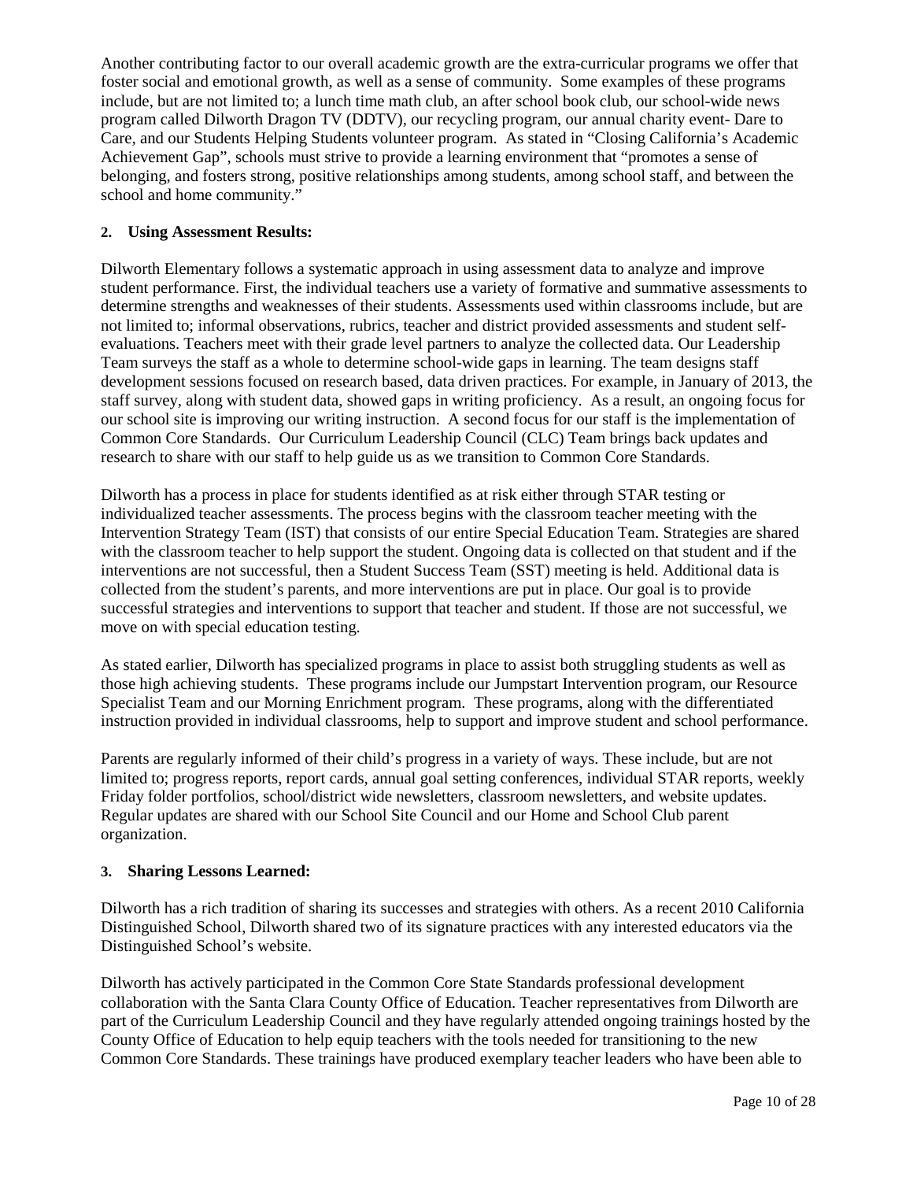Another contributing factor to our overall academic growth are the extra-curricular programs we offer that foster social and emotional growth, as well as a sense of community. Some examples of these programs include, but are not limited to; a lunch time math club, an after school book club, our school-wide news program called Dilworth Dragon TV (DDTV), our recycling program, our annual charity event- Dare to Care, and our Students Helping Students volunteer program. As stated in "Closing California's Academic Achievement Gap", schools must strive to provide a learning environment that "promotes a sense of belonging, and fosters strong, positive relationships among students, among school staff, and between the school and home community."

**2. Using Assessment Results:**

Dilworth Elementary follows a systematic approach in using assessment data to analyze and improve student performance. First, the individual teachers use a variety of formative and summative assessments to determine strengths and weaknesses of their students. Assessments used within classrooms include, but are not limited to; informal observations, rubrics, teacher and district provided assessments and student self-evaluations. Teachers meet with their grade level partners to analyze the collected data. Our Leadership Team surveys the staff as a whole to determine school-wide gaps in learning. The team designs staff development sessions focused on research based, data driven practices. For example, in January of 2013, the staff survey, along with student data, showed gaps in writing proficiency. As a result, an ongoing focus for our school site is improving our writing instruction. A second focus for our staff is the implementation of Common Core Standards. Our Curriculum Leadership Council (CLC) Team brings back updates and research to share with our staff to help guide us as we transition to Common Core Standards.

Dilworth has a process in place for students identified as at risk either through STAR testing or individualized teacher assessments. The process begins with the classroom teacher meeting with the Intervention Strategy Team (IST) that consists of our entire Special Education Team. Strategies are shared with the classroom teacher to help support the student. Ongoing data is collected on that student and if the interventions are not successful, then a Student Success Team (SST) meeting is held. Additional data is collected from the student's parents, and more interventions are put in place. Our goal is to provide successful strategies and interventions to support that teacher and student. If those are not successful, we move on with special education testing.

As stated earlier, Dilworth has specialized programs in place to assist both struggling students as well as those high achieving students. These programs include our Jumpstart Intervention program, our Resource Specialist Team and our Morning Enrichment program. These programs, along with the differentiated instruction provided in individual classrooms, help to support and improve student and school performance.

Parents are regularly informed of their child's progress in a variety of ways. These include, but are not limited to; progress reports, report cards, annual goal setting conferences, individual STAR reports, weekly Friday folder portfolios, school/district wide newsletters, classroom newsletters, and website updates. Regular updates are shared with our School Site Council and our Home and School Club parent organization.

**3. Sharing Lessons Learned:**

Dilworth has a rich tradition of sharing its successes and strategies with others. As a recent 2010 California Distinguished School, Dilworth shared two of its signature practices with any interested educators via the Distinguished School's website.

Dilworth has actively participated in the Common Core State Standards professional development collaboration with the Santa Clara County Office of Education. Teacher representatives from Dilworth are part of the Curriculum Leadership Council and they have regularly attended ongoing trainings hosted by the County Office of Education to help equip teachers with the tools needed for transitioning to the new Common Core Standards. These trainings have produced exemplary teacher leaders who have been able to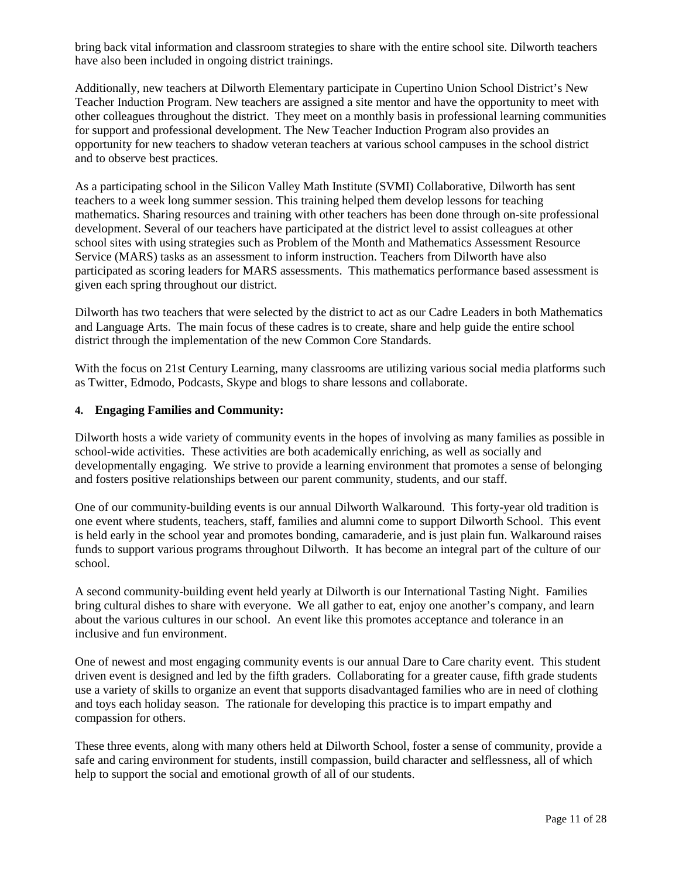bring back vital information and classroom strategies to share with the entire school site. Dilworth teachers have also been included in ongoing district trainings.

Additionally, new teachers at Dilworth Elementary participate in Cupertino Union School District's New Teacher Induction Program. New teachers are assigned a site mentor and have the opportunity to meet with other colleagues throughout the district. They meet on a monthly basis in professional learning communities for support and professional development. The New Teacher Induction Program also provides an opportunity for new teachers to shadow veteran teachers at various school campuses in the school district and to observe best practices.

As a participating school in the Silicon Valley Math Institute (SVMI) Collaborative, Dilworth has sent teachers to a week long summer session. This training helped them develop lessons for teaching mathematics. Sharing resources and training with other teachers has been done through on-site professional development. Several of our teachers have participated at the district level to assist colleagues at other school sites with using strategies such as Problem of the Month and Mathematics Assessment Resource Service (MARS) tasks as an assessment to inform instruction. Teachers from Dilworth have also participated as scoring leaders for MARS assessments. This mathematics performance based assessment is given each spring throughout our district.

Dilworth has two teachers that were selected by the district to act as our Cadre Leaders in both Mathematics and Language Arts. The main focus of these cadres is to create, share and help guide the entire school district through the implementation of the new Common Core Standards.

With the focus on 21st Century Learning, many classrooms are utilizing various social media platforms such as Twitter, Edmodo, Podcasts, Skype and blogs to share lessons and collaborate.

**4. Engaging Families and Community:**

Dilworth hosts a wide variety of community events in the hopes of involving as many families as possible in school-wide activities. These activities are both academically enriching, as well as socially and developmentally engaging. We strive to provide a learning environment that promotes a sense of belonging and fosters positive relationships between our parent community, students, and our staff.

One of our community-building events is our annual Dilworth Walkaround. This forty-year old tradition is one event where students, teachers, staff, families and alumni come to support Dilworth School. This event is held early in the school year and promotes bonding, camaraderie, and is just plain fun. Walkaround raises funds to support various programs throughout Dilworth. It has become an integral part of the culture of our school.

A second community-building event held yearly at Dilworth is our International Tasting Night. Families bring cultural dishes to share with everyone. We all gather to eat, enjoy one another's company, and learn about the various cultures in our school. An event like this promotes acceptance and tolerance in an inclusive and fun environment.

One of newest and most engaging community events is our annual Dare to Care charity event. This student driven event is designed and led by the fifth graders. Collaborating for a greater cause, fifth grade students use a variety of skills to organize an event that supports disadvantaged families who are in need of clothing and toys each holiday season. The rationale for developing this practice is to impart empathy and compassion for others.

These three events, along with many others held at Dilworth School, foster a sense of community, provide a safe and caring environment for students, instill compassion, build character and selflessness, all of which help to support the social and emotional growth of all of our students.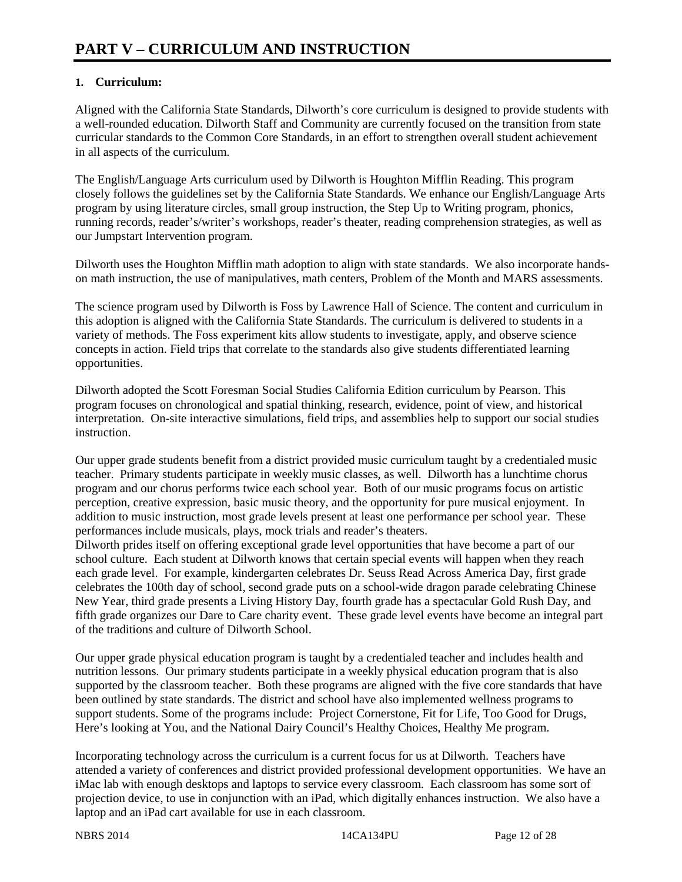# PART V – CURRICULUM AND INSTRUCTION

## 1. Curriculum:

Aligned with the California State Standards, Dilworth's core curriculum is designed to provide students with a well-rounded education. Dilworth Staff and Community are currently focused on the transition from state curricular standards to the Common Core Standards, in an effort to strengthen overall student achievement in all aspects of the curriculum.

The English/Language Arts curriculum used by Dilworth is Houghton Mifflin Reading. This program closely follows the guidelines set by the California State Standards. We enhance our English/Language Arts program by using literature circles, small group instruction, the Step Up to Writing program, phonics, running records, reader's/writer's workshops, reader's theater, reading comprehension strategies, as well as our Jumpstart Intervention program.

Dilworth uses the Houghton Mifflin math adoption to align with state standards. We also incorporate hands-on math instruction, the use of manipulatives, math centers, Problem of the Month and MARS assessments.

The science program used by Dilworth is Foss by Lawrence Hall of Science. The content and curriculum in this adoption is aligned with the California State Standards. The curriculum is delivered to students in a variety of methods. The Foss experiment kits allow students to investigate, apply, and observe science concepts in action. Field trips that correlate to the standards also give students differentiated learning opportunities.

Dilworth adopted the Scott Foresman Social Studies California Edition curriculum by Pearson. This program focuses on chronological and spatial thinking, research, evidence, point of view, and historical interpretation. On-site interactive simulations, field trips, and assemblies help to support our social studies instruction.

Our upper grade students benefit from a district provided music curriculum taught by a credentialed music teacher. Primary students participate in weekly music classes, as well. Dilworth has a lunchtime chorus program and our chorus performs twice each school year. Both of our music programs focus on artistic perception, creative expression, basic music theory, and the opportunity for pure musical enjoyment. In addition to music instruction, most grade levels present at least one performance per school year. These performances include musicals, plays, mock trials and reader's theaters.

Dilworth prides itself on offering exceptional grade level opportunities that have become a part of our school culture. Each student at Dilworth knows that certain special events will happen when they reach each grade level. For example, kindergarten celebrates Dr. Seuss Read Across America Day, first grade celebrates the 100th day of school, second grade puts on a school-wide dragon parade celebrating Chinese New Year, third grade presents a Living History Day, fourth grade has a spectacular Gold Rush Day, and fifth grade organizes our Dare to Care charity event. These grade level events have become an integral part of the traditions and culture of Dilworth School.

Our upper grade physical education program is taught by a credentialed teacher and includes health and nutrition lessons. Our primary students participate in a weekly physical education program that is also supported by the classroom teacher. Both these programs are aligned with the five core standards that have been outlined by state standards. The district and school have also implemented wellness programs to support students. Some of the programs include: Project Cornerstone, Fit for Life, Too Good for Drugs, Here's looking at You, and the National Dairy Council's Healthy Choices, Healthy Me program.

Incorporating technology across the curriculum is a current focus for us at Dilworth. Teachers have attended a variety of conferences and district provided professional development opportunities. We have an iMac lab with enough desktops and laptops to service every classroom. Each classroom has some sort of projection device, to use in conjunction with an iPad, which digitally enhances instruction. We also have a laptop and an iPad cart available for use in each classroom.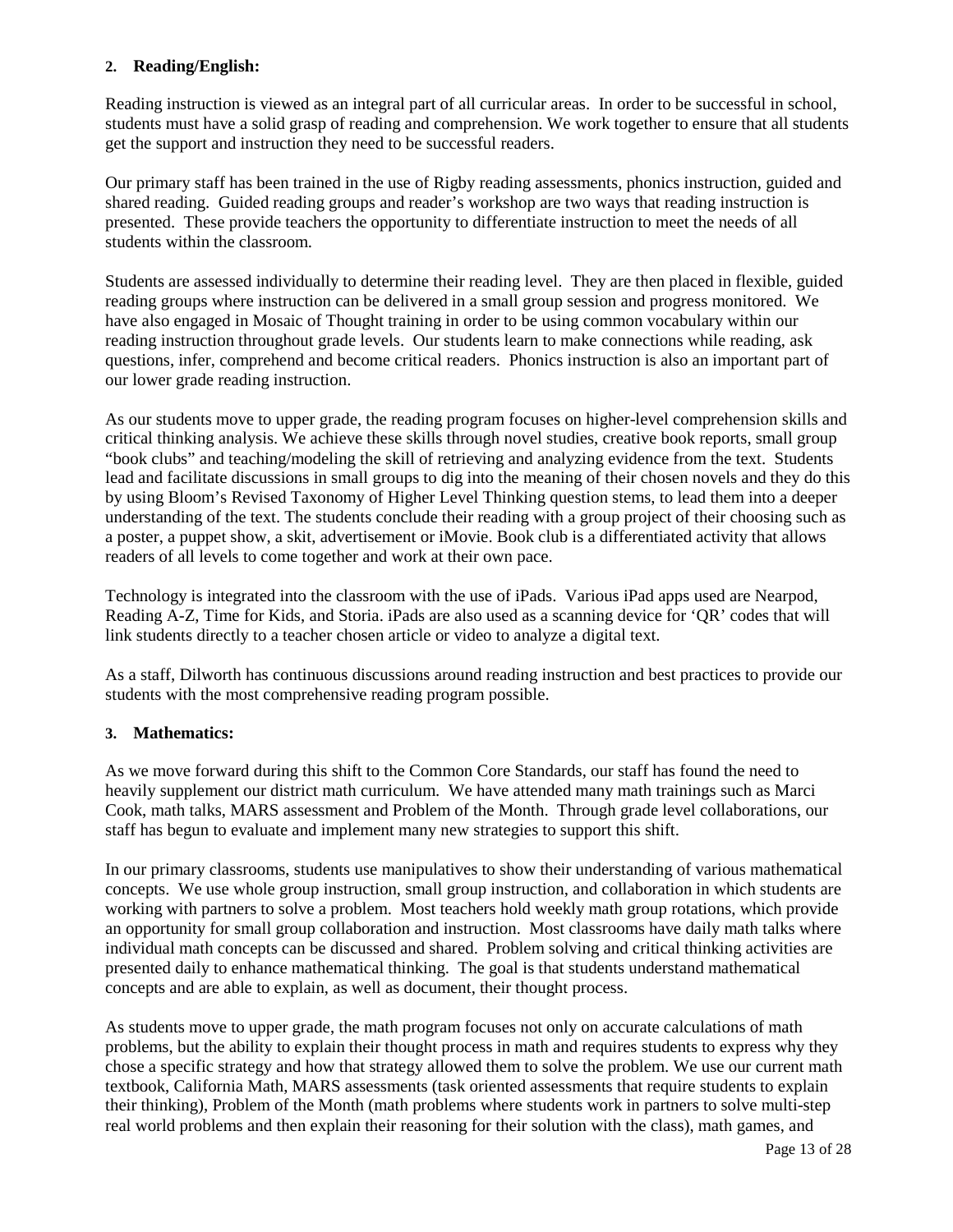## 2. Reading/English:

Reading instruction is viewed as an integral part of all curricular areas. In order to be successful in school, students must have a solid grasp of reading and comprehension. We work together to ensure that all students get the support and instruction they need to be successful readers.

Our primary staff has been trained in the use of Rigby reading assessments, phonics instruction, guided and shared reading. Guided reading groups and reader's workshop are two ways that reading instruction is presented. These provide teachers the opportunity to differentiate instruction to meet the needs of all students within the classroom.

Students are assessed individually to determine their reading level. They are then placed in flexible, guided reading groups where instruction can be delivered in a small group session and progress monitored. We have also engaged in Mosaic of Thought training in order to be using common vocabulary within our reading instruction throughout grade levels. Our students learn to make connections while reading, ask questions, infer, comprehend and become critical readers. Phonics instruction is also an important part of our lower grade reading instruction.

As our students move to upper grade, the reading program focuses on higher-level comprehension skills and critical thinking analysis. We achieve these skills through novel studies, creative book reports, small group "book clubs" and teaching/modeling the skill of retrieving and analyzing evidence from the text. Students lead and facilitate discussions in small groups to dig into the meaning of their chosen novels and they do this by using Bloom's Revised Taxonomy of Higher Level Thinking question stems, to lead them into a deeper understanding of the text. The students conclude their reading with a group project of their choosing such as a poster, a puppet show, a skit, advertisement or iMovie. Book club is a differentiated activity that allows readers of all levels to come together and work at their own pace.

Technology is integrated into the classroom with the use of iPads. Various iPad apps used are Nearpod, Reading A-Z, Time for Kids, and Storia. iPads are also used as a scanning device for 'QR' codes that will link students directly to a teacher chosen article or video to analyze a digital text.

As a staff, Dilworth has continuous discussions around reading instruction and best practices to provide our students with the most comprehensive reading program possible.

## 3. Mathematics:

As we move forward during this shift to the Common Core Standards, our staff has found the need to heavily supplement our district math curriculum. We have attended many math trainings such as Marci Cook, math talks, MARS assessment and Problem of the Month. Through grade level collaborations, our staff has begun to evaluate and implement many new strategies to support this shift.

In our primary classrooms, students use manipulatives to show their understanding of various mathematical concepts. We use whole group instruction, small group instruction, and collaboration in which students are working with partners to solve a problem. Most teachers hold weekly math group rotations, which provide an opportunity for small group collaboration and instruction. Most classrooms have daily math talks where individual math concepts can be discussed and shared. Problem solving and critical thinking activities are presented daily to enhance mathematical thinking. The goal is that students understand mathematical concepts and are able to explain, as well as document, their thought process.

As students move to upper grade, the math program focuses not only on accurate calculations of math problems, but the ability to explain their thought process in math and requires students to express why they chose a specific strategy and how that strategy allowed them to solve the problem. We use our current math textbook, California Math, MARS assessments (task oriented assessments that require students to explain their thinking), Problem of the Month (math problems where students work in partners to solve multi-step real world problems and then explain their reasoning for their solution with the class), math games, and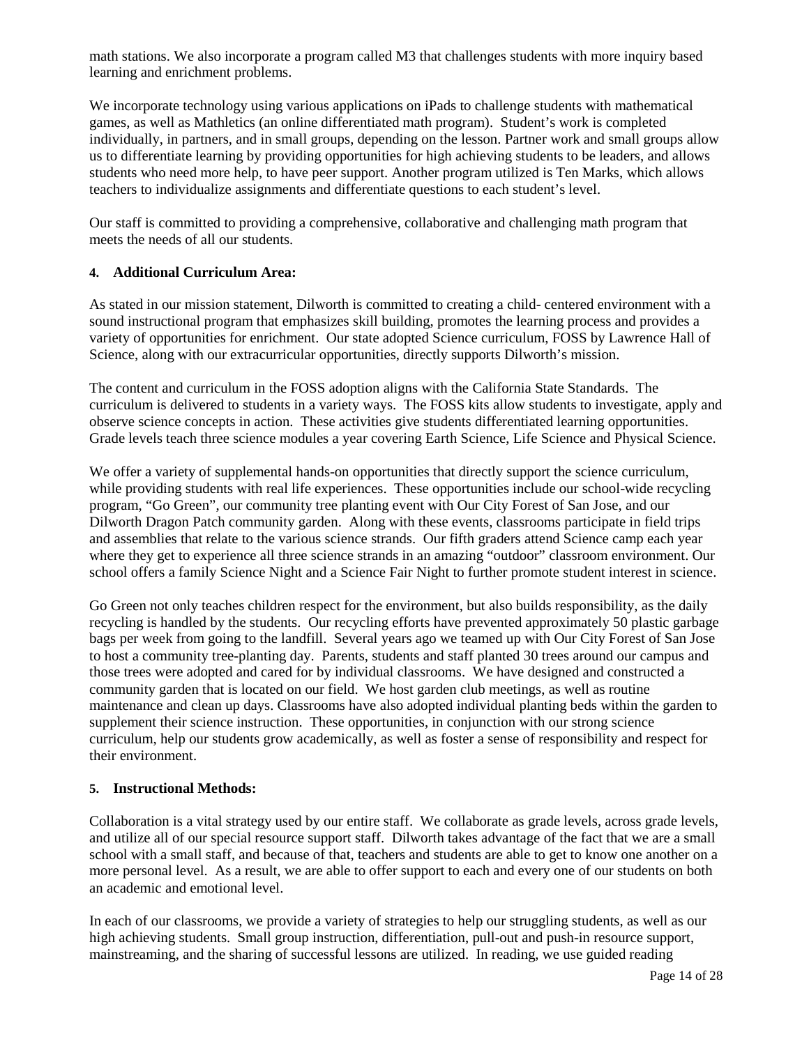math stations. We also incorporate a program called M3 that challenges students with more inquiry based learning and enrichment problems.

We incorporate technology using various applications on iPads to challenge students with mathematical games, as well as Mathletics (an online differentiated math program). Student's work is completed individually, in partners, and in small groups, depending on the lesson. Partner work and small groups allow us to differentiate learning by providing opportunities for high achieving students to be leaders, and allows students who need more help, to have peer support. Another program utilized is Ten Marks, which allows teachers to individualize assignments and differentiate questions to each student's level.

Our staff is committed to providing a comprehensive, collaborative and challenging math program that meets the needs of all our students.

#### 4. Additional Curriculum Area:

As stated in our mission statement, Dilworth is committed to creating a child- centered environment with a sound instructional program that emphasizes skill building, promotes the learning process and provides a variety of opportunities for enrichment. Our state adopted Science curriculum, FOSS by Lawrence Hall of Science, along with our extracurricular opportunities, directly supports Dilworth's mission.

The content and curriculum in the FOSS adoption aligns with the California State Standards. The curriculum is delivered to students in a variety ways. The FOSS kits allow students to investigate, apply and observe science concepts in action. These activities give students differentiated learning opportunities. Grade levels teach three science modules a year covering Earth Science, Life Science and Physical Science.

We offer a variety of supplemental hands-on opportunities that directly support the science curriculum, while providing students with real life experiences. These opportunities include our school-wide recycling program, "Go Green", our community tree planting event with Our City Forest of San Jose, and our Dilworth Dragon Patch community garden. Along with these events, classrooms participate in field trips and assemblies that relate to the various science strands. Our fifth graders attend Science camp each year where they get to experience all three science strands in an amazing "outdoor" classroom environment. Our school offers a family Science Night and a Science Fair Night to further promote student interest in science.

Go Green not only teaches children respect for the environment, but also builds responsibility, as the daily recycling is handled by the students. Our recycling efforts have prevented approximately 50 plastic garbage bags per week from going to the landfill. Several years ago we teamed up with Our City Forest of San Jose to host a community tree-planting day. Parents, students and staff planted 30 trees around our campus and those trees were adopted and cared for by individual classrooms. We have designed and constructed a community garden that is located on our field. We host garden club meetings, as well as routine maintenance and clean up days. Classrooms have also adopted individual planting beds within the garden to supplement their science instruction. These opportunities, in conjunction with our strong science curriculum, help our students grow academically, as well as foster a sense of responsibility and respect for their environment.

#### 5. Instructional Methods:

Collaboration is a vital strategy used by our entire staff. We collaborate as grade levels, across grade levels, and utilize all of our special resource support staff. Dilworth takes advantage of the fact that we are a small school with a small staff, and because of that, teachers and students are able to get to know one another on a more personal level. As a result, we are able to offer support to each and every one of our students on both an academic and emotional level.

In each of our classrooms, we provide a variety of strategies to help our struggling students, as well as our high achieving students. Small group instruction, differentiation, pull-out and push-in resource support, mainstreaming, and the sharing of successful lessons are utilized. In reading, we use guided reading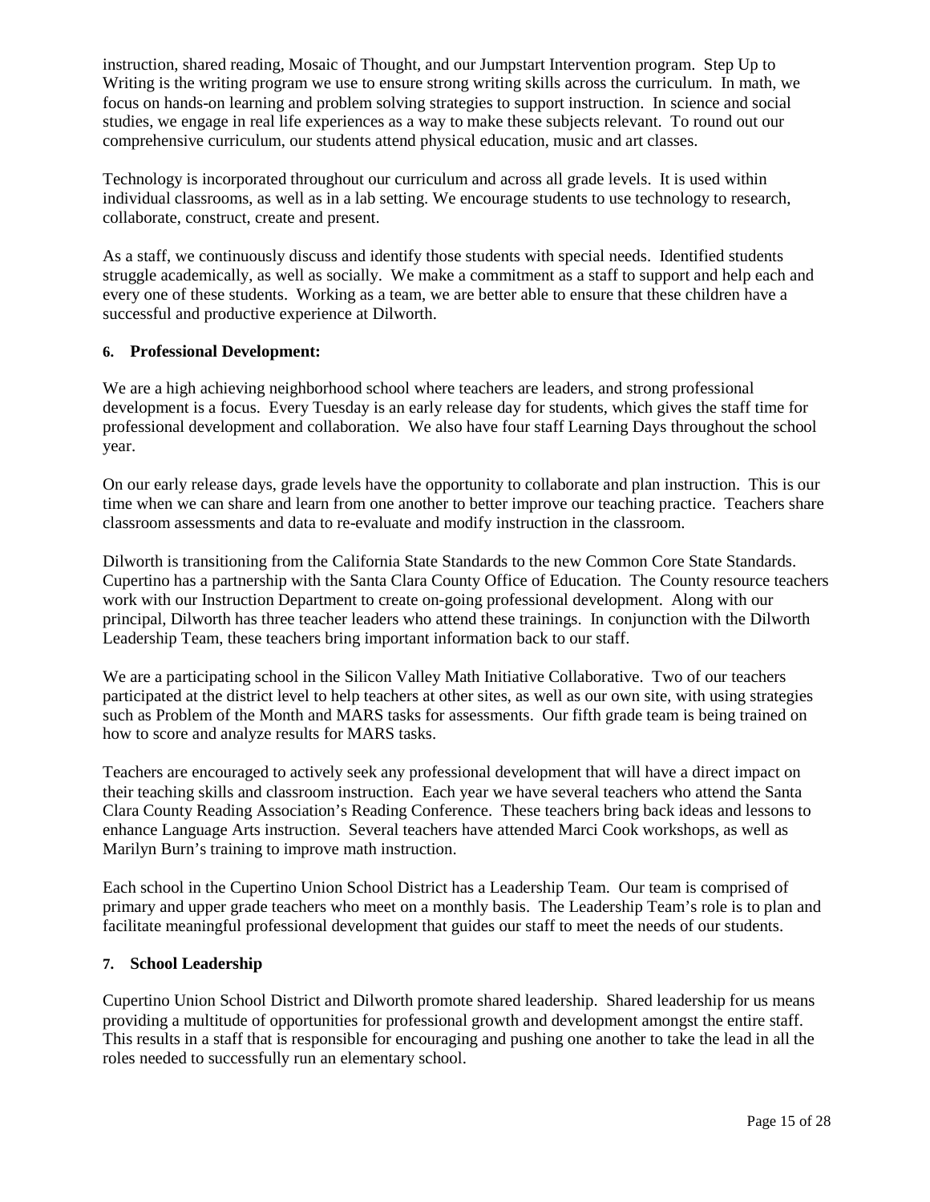instruction, shared reading, Mosaic of Thought, and our Jumpstart Intervention program. Step Up to Writing is the writing program we use to ensure strong writing skills across the curriculum. In math, we focus on hands-on learning and problem solving strategies to support instruction. In science and social studies, we engage in real life experiences as a way to make these subjects relevant. To round out our comprehensive curriculum, our students attend physical education, music and art classes.

Technology is incorporated throughout our curriculum and across all grade levels. It is used within individual classrooms, as well as in a lab setting. We encourage students to use technology to research, collaborate, construct, create and present.

As a staff, we continuously discuss and identify those students with special needs. Identified students struggle academically, as well as socially. We make a commitment as a staff to support and help each and every one of these students. Working as a team, we are better able to ensure that these children have a successful and productive experience at Dilworth.

### 6. Professional Development:

We are a high achieving neighborhood school where teachers are leaders, and strong professional development is a focus. Every Tuesday is an early release day for students, which gives the staff time for professional development and collaboration. We also have four staff Learning Days throughout the school year.

On our early release days, grade levels have the opportunity to collaborate and plan instruction. This is our time when we can share and learn from one another to better improve our teaching practice. Teachers share classroom assessments and data to re-evaluate and modify instruction in the classroom.

Dilworth is transitioning from the California State Standards to the new Common Core State Standards. Cupertino has a partnership with the Santa Clara County Office of Education. The County resource teachers work with our Instruction Department to create on-going professional development. Along with our principal, Dilworth has three teacher leaders who attend these trainings. In conjunction with the Dilworth Leadership Team, these teachers bring important information back to our staff.

We are a participating school in the Silicon Valley Math Initiative Collaborative. Two of our teachers participated at the district level to help teachers at other sites, as well as our own site, with using strategies such as Problem of the Month and MARS tasks for assessments. Our fifth grade team is being trained on how to score and analyze results for MARS tasks.

Teachers are encouraged to actively seek any professional development that will have a direct impact on their teaching skills and classroom instruction. Each year we have several teachers who attend the Santa Clara County Reading Association's Reading Conference. These teachers bring back ideas and lessons to enhance Language Arts instruction. Several teachers have attended Marci Cook workshops, as well as Marilyn Burn's training to improve math instruction.

Each school in the Cupertino Union School District has a Leadership Team. Our team is comprised of primary and upper grade teachers who meet on a monthly basis. The Leadership Team's role is to plan and facilitate meaningful professional development that guides our staff to meet the needs of our students.

### 7. School Leadership

Cupertino Union School District and Dilworth promote shared leadership. Shared leadership for us means providing a multitude of opportunities for professional growth and development amongst the entire staff. This results in a staff that is responsible for encouraging and pushing one another to take the lead in all the roles needed to successfully run an elementary school.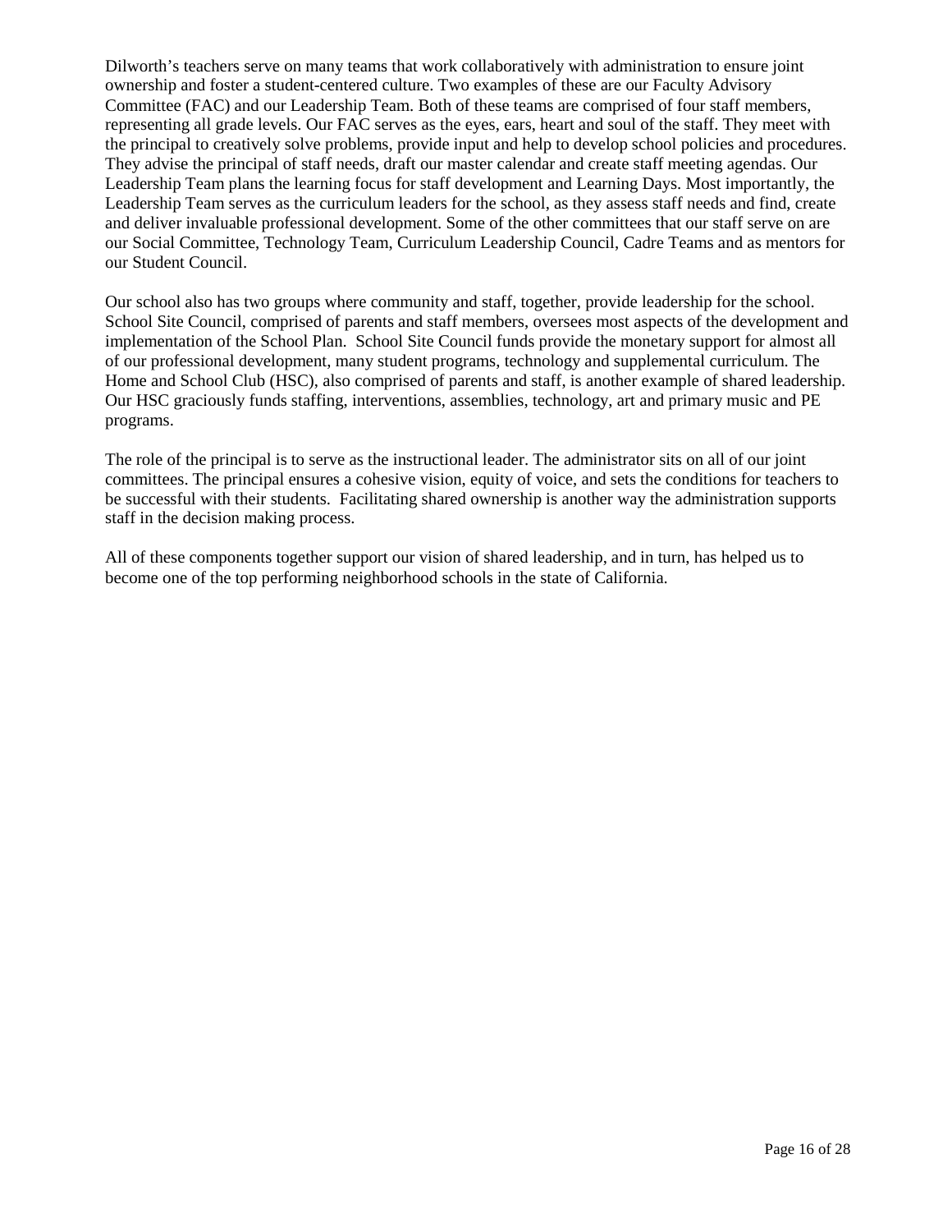Dilworth's teachers serve on many teams that work collaboratively with administration to ensure joint ownership and foster a student-centered culture. Two examples of these are our Faculty Advisory Committee (FAC) and our Leadership Team. Both of these teams are comprised of four staff members, representing all grade levels. Our FAC serves as the eyes, ears, heart and soul of the staff. They meet with the principal to creatively solve problems, provide input and help to develop school policies and procedures. They advise the principal of staff needs, draft our master calendar and create staff meeting agendas. Our Leadership Team plans the learning focus for staff development and Learning Days. Most importantly, the Leadership Team serves as the curriculum leaders for the school, as they assess staff needs and find, create and deliver invaluable professional development. Some of the other committees that our staff serve on are our Social Committee, Technology Team, Curriculum Leadership Council, Cadre Teams and as mentors for our Student Council.

Our school also has two groups where community and staff, together, provide leadership for the school. School Site Council, comprised of parents and staff members, oversees most aspects of the development and implementation of the School Plan. School Site Council funds provide the monetary support for almost all of our professional development, many student programs, technology and supplemental curriculum. The Home and School Club (HSC), also comprised of parents and staff, is another example of shared leadership. Our HSC graciously funds staffing, interventions, assemblies, technology, art and primary music and PE programs.

The role of the principal is to serve as the instructional leader. The administrator sits on all of our joint committees. The principal ensures a cohesive vision, equity of voice, and sets the conditions for teachers to be successful with their students. Facilitating shared ownership is another way the administration supports staff in the decision making process.

All of these components together support our vision of shared leadership, and in turn, has helped us to become one of the top performing neighborhood schools in the state of California.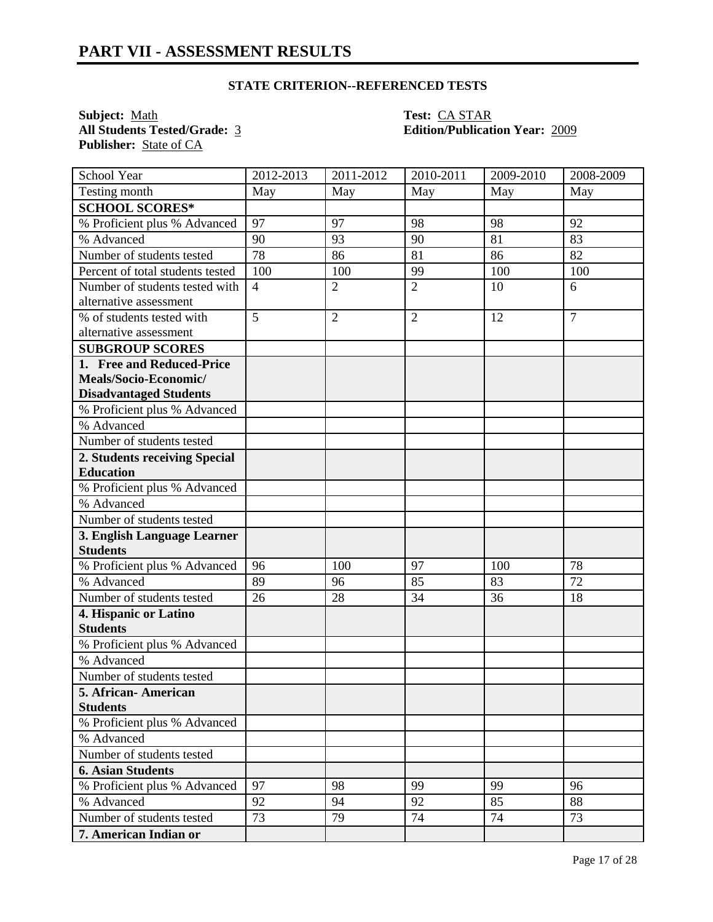## PART VII - ASSESSMENT RESULTS

### STATE CRITERION--REFERENCED TESTS

**Subject:** Math
**All Students Tested/Grade:** 3
**Publisher:** State of CA
**Test:** CA STAR
**Edition/Publication Year:** 2009

| School Year | 2012-2013 | 2011-2012 | 2010-2011 | 2009-2010 | 2008-2009 |
|---|---|---|---|---|---|
| Testing month | May | May | May | May | May |
| **SCHOOL SCORES*** | | | | | |
| % Proficient plus % Advanced | 97 | 97 | 98 | 98 | 92 |
| % Advanced | 90 | 93 | 90 | 81 | 83 |
| Number of students tested | 78 | 86 | 81 | 86 | 82 |
| Percent of total students tested | 100 | 100 | 99 | 100 | 100 |
| Number of students tested with alternative assessment | 4 | 2 | 2 | 10 | 6 |
| % of students tested with alternative assessment | 5 | 2 | 2 | 12 | 7 |
| **SUBGROUP SCORES** | | | | | |
| **1. Free and Reduced-Price Meals/Socio-Economic/ Disadvantaged Students** | | | | | |
| % Proficient plus % Advanced | | | | | |
| % Advanced | | | | | |
| Number of students tested | | | | | |
| **2. Students receiving Special Education** | | | | | |
| % Proficient plus % Advanced | | | | | |
| % Advanced | | | | | |
| Number of students tested | | | | | |
| **3. English Language Learner Students** | | | | | |
| % Proficient plus % Advanced | 96 | 100 | 97 | 100 | 78 |
| % Advanced | 89 | 96 | 85 | 83 | 72 |
| Number of students tested | 26 | 28 | 34 | 36 | 18 |
| **4. Hispanic or Latino Students** | | | | | |
| % Proficient plus % Advanced | | | | | |
| % Advanced | | | | | |
| Number of students tested | | | | | |
| **5. African- American Students** | | | | | |
| % Proficient plus % Advanced | | | | | |
| % Advanced | | | | | |
| Number of students tested | | | | | |
| **6. Asian Students** | | | | | |
| % Proficient plus % Advanced | 97 | 98 | 99 | 99 | 96 |
| % Advanced | 92 | 94 | 92 | 85 | 88 |
| Number of students tested | 73 | 79 | 74 | 74 | 73 |
| **7. American Indian or** | | | | | |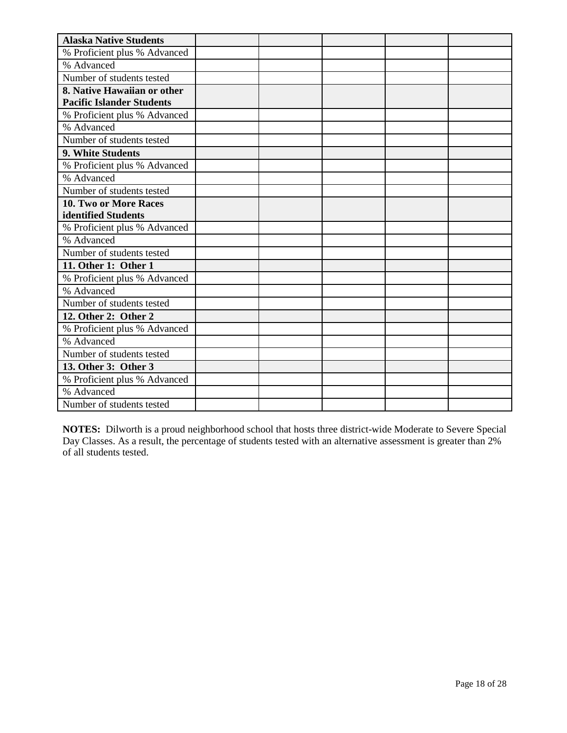| Alaska Native Students | | | | | |
|---|---|---|---|---|---|
| % Proficient plus % Advanced | | | | | |
| % Advanced | | | | | |
| Number of students tested | | | | | |
| **8. Native Hawaiian or other Pacific Islander Students** | | | | | |
| % Proficient plus % Advanced | | | | | |
| % Advanced | | | | | |
| Number of students tested | | | | | |
| **9. White Students** | | | | | |
| % Proficient plus % Advanced | | | | | |
| % Advanced | | | | | |
| Number of students tested | | | | | |
| **10. Two or More Races identified Students** | | | | | |
| % Proficient plus % Advanced | | | | | |
| % Advanced | | | | | |
| Number of students tested | | | | | |
| **11. Other 1: Other 1** | | | | | |
| % Proficient plus % Advanced | | | | | |
| % Advanced | | | | | |
| Number of students tested | | | | | |
| **12. Other 2: Other 2** | | | | | |
| % Proficient plus % Advanced | | | | | |
| % Advanced | | | | | |
| Number of students tested | | | | | |
| **13. Other 3: Other 3** | | | | | |
| % Proficient plus % Advanced | | | | | |
| % Advanced | | | | | |
| Number of students tested | | | | | |

**NOTES:** Dilworth is a proud neighborhood school that hosts three district-wide Moderate to Severe Special Day Classes. As a result, the percentage of students tested with an alternative assessment is greater than 2% of all students tested.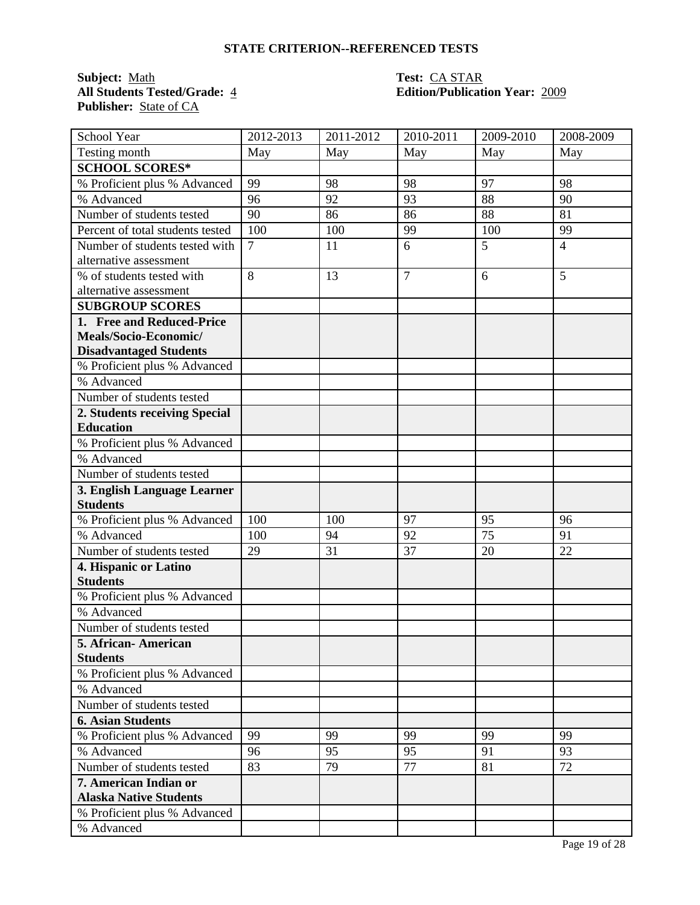## STATE CRITERION--REFERENCED TESTS

**Subject:** Math
**All Students Tested/Grade:** 4
**Publisher:** State of CA

**Test:** CA STAR
**Edition/Publication Year:** 2009

| School Year | 2012-2013 | 2011-2012 | 2010-2011 | 2009-2010 | 2008-2009 |
|---|---|---|---|---|---|
| Testing month | May | May | May | May | May |
| **SCHOOL SCORES*** | | | | | |
| % Proficient plus % Advanced | 99 | 98 | 98 | 97 | 98 |
| % Advanced | 96 | 92 | 93 | 88 | 90 |
| Number of students tested | 90 | 86 | 86 | 88 | 81 |
| Percent of total students tested | 100 | 100 | 99 | 100 | 99 |
| Number of students tested with alternative assessment | 7 | 11 | 6 | 5 | 4 |
| % of students tested with alternative assessment | 8 | 13 | 7 | 6 | 5 |
| **SUBGROUP SCORES** | | | | | |
| **1. Free and Reduced-Price Meals/Socio-Economic/ Disadvantaged Students** | | | | | |
| % Proficient plus % Advanced | | | | | |
| % Advanced | | | | | |
| Number of students tested | | | | | |
| **2. Students receiving Special Education** | | | | | |
| % Proficient plus % Advanced | | | | | |
| % Advanced | | | | | |
| Number of students tested | | | | | |
| **3. English Language Learner Students** | | | | | |
| % Proficient plus % Advanced | 100 | 100 | 97 | 95 | 96 |
| % Advanced | 100 | 94 | 92 | 75 | 91 |
| Number of students tested | 29 | 31 | 37 | 20 | 22 |
| **4. Hispanic or Latino Students** | | | | | |
| % Proficient plus % Advanced | | | | | |
| % Advanced | | | | | |
| Number of students tested | | | | | |
| **5. African- American Students** | | | | | |
| % Proficient plus % Advanced | | | | | |
| % Advanced | | | | | |
| Number of students tested | | | | | |
| **6. Asian Students** | | | | | |
| % Proficient plus % Advanced | 99 | 99 | 99 | 99 | 99 |
| % Advanced | 96 | 95 | 95 | 91 | 93 |
| Number of students tested | 83 | 79 | 77 | 81 | 72 |
| **7. American Indian or Alaska Native Students** | | | | | |
| % Proficient plus % Advanced | | | | | |
| % Advanced | | | | | |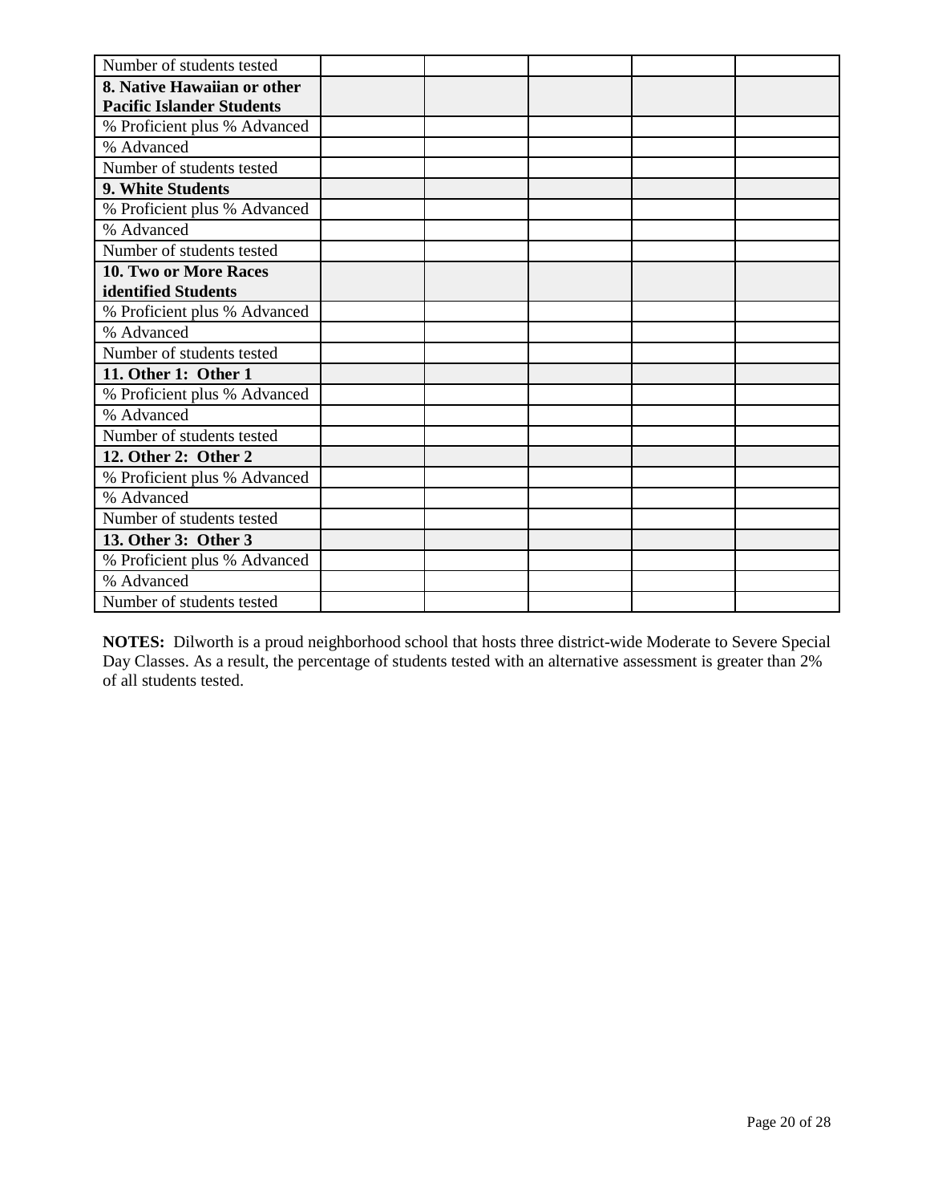| | | | | | |
|---|---|---|---|---|---|
| Number of students tested | | | | | |
| **8. Native Hawaiian or other Pacific Islander Students** | | | | | |
| % Proficient plus % Advanced | | | | | |
| % Advanced | | | | | |
| Number of students tested | | | | | |
| **9. White Students** | | | | | |
| % Proficient plus % Advanced | | | | | |
| % Advanced | | | | | |
| Number of students tested | | | | | |
| **10. Two or More Races identified Students** | | | | | |
| % Proficient plus % Advanced | | | | | |
| % Advanced | | | | | |
| Number of students tested | | | | | |
| **11. Other 1: Other 1** | | | | | |
| % Proficient plus % Advanced | | | | | |
| % Advanced | | | | | |
| Number of students tested | | | | | |
| **12. Other 2: Other 2** | | | | | |
| % Proficient plus % Advanced | | | | | |
| % Advanced | | | | | |
| Number of students tested | | | | | |
| **13. Other 3: Other 3** | | | | | |
| % Proficient plus % Advanced | | | | | |
| % Advanced | | | | | |
| Number of students tested | | | | | |

**NOTES:** Dilworth is a proud neighborhood school that hosts three district-wide Moderate to Severe Special Day Classes. As a result, the percentage of students tested with an alternative assessment is greater than 2% of all students tested.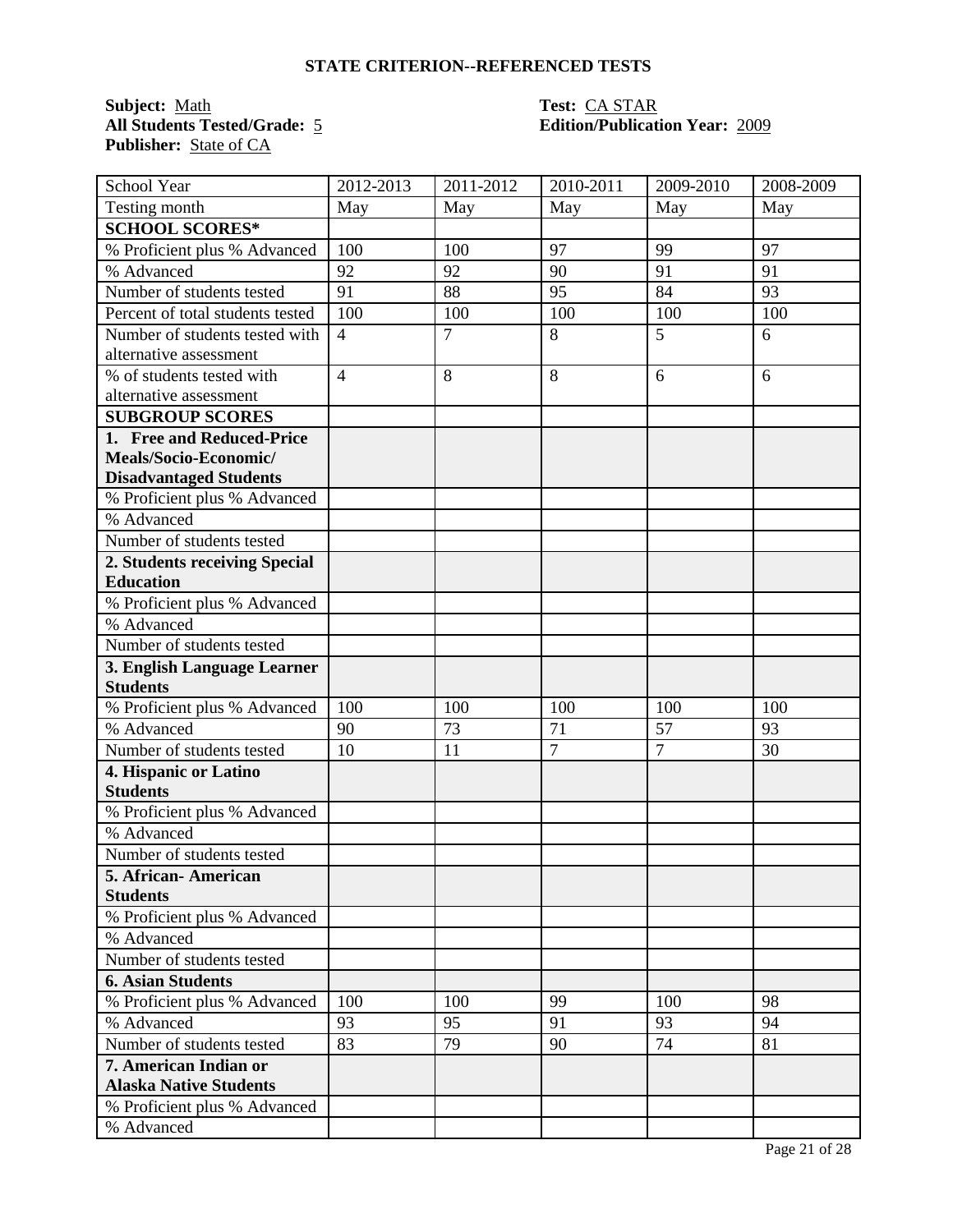## STATE CRITERION--REFERENCED TESTS

**Subject:** Math
**All Students Tested/Grade:** 5
**Publisher:** State of CA

**Test:** CA STAR
**Edition/Publication Year:** 2009

| School Year | 2012-2013 | 2011-2012 | 2010-2011 | 2009-2010 | 2008-2009 |
|---|---|---|---|---|---|
| Testing month | May | May | May | May | May |
| **SCHOOL SCORES*** | | | | | |
| % Proficient plus % Advanced | 100 | 100 | 97 | 99 | 97 |
| % Advanced | 92 | 92 | 90 | 91 | 91 |
| Number of students tested | 91 | 88 | 95 | 84 | 93 |
| Percent of total students tested | 100 | 100 | 100 | 100 | 100 |
| Number of students tested with alternative assessment | 4 | 7 | 8 | 5 | 6 |
| % of students tested with alternative assessment | 4 | 8 | 8 | 6 | 6 |
| **SUBGROUP SCORES** | | | | | |
| **1. Free and Reduced-Price Meals/Socio-Economic/ Disadvantaged Students** | | | | | |
| % Proficient plus % Advanced | | | | | |
| % Advanced | | | | | |
| Number of students tested | | | | | |
| **2. Students receiving Special Education** | | | | | |
| % Proficient plus % Advanced | | | | | |
| % Advanced | | | | | |
| Number of students tested | | | | | |
| **3. English Language Learner Students** | | | | | |
| % Proficient plus % Advanced | 100 | 100 | 100 | 100 | 100 |
| % Advanced | 90 | 73 | 71 | 57 | 93 |
| Number of students tested | 10 | 11 | 7 | 7 | 30 |
| **4. Hispanic or Latino Students** | | | | | |
| % Proficient plus % Advanced | | | | | |
| % Advanced | | | | | |
| Number of students tested | | | | | |
| **5. African- American Students** | | | | | |
| % Proficient plus % Advanced | | | | | |
| % Advanced | | | | | |
| Number of students tested | | | | | |
| **6. Asian Students** | | | | | |
| % Proficient plus % Advanced | 100 | 100 | 99 | 100 | 98 |
| % Advanced | 93 | 95 | 91 | 93 | 94 |
| Number of students tested | 83 | 79 | 90 | 74 | 81 |
| **7. American Indian or Alaska Native Students** | | | | | |
| % Proficient plus % Advanced | | | | | |
| % Advanced | | | | | |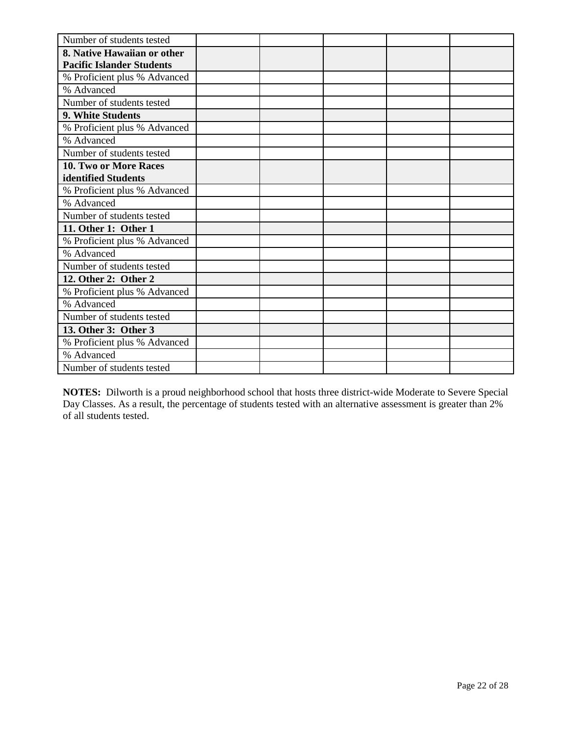| | | | | | |
|---|---|---|---|---|---|
| Number of students tested | | | | | |
| **8. Native Hawaiian or other Pacific Islander Students** | | | | | |
| % Proficient plus % Advanced | | | | | |
| % Advanced | | | | | |
| Number of students tested | | | | | |
| **9. White Students** | | | | | |
| % Proficient plus % Advanced | | | | | |
| % Advanced | | | | | |
| Number of students tested | | | | | |
| **10. Two or More Races identified Students** | | | | | |
| % Proficient plus % Advanced | | | | | |
| % Advanced | | | | | |
| Number of students tested | | | | | |
| **11. Other 1: Other 1** | | | | | |
| % Proficient plus % Advanced | | | | | |
| % Advanced | | | | | |
| Number of students tested | | | | | |
| **12. Other 2: Other 2** | | | | | |
| % Proficient plus % Advanced | | | | | |
| % Advanced | | | | | |
| Number of students tested | | | | | |
| **13. Other 3: Other 3** | | | | | |
| % Proficient plus % Advanced | | | | | |
| % Advanced | | | | | |
| Number of students tested | | | | | |

**NOTES:** Dilworth is a proud neighborhood school that hosts three district-wide Moderate to Severe Special Day Classes. As a result, the percentage of students tested with an alternative assessment is greater than 2% of all students tested.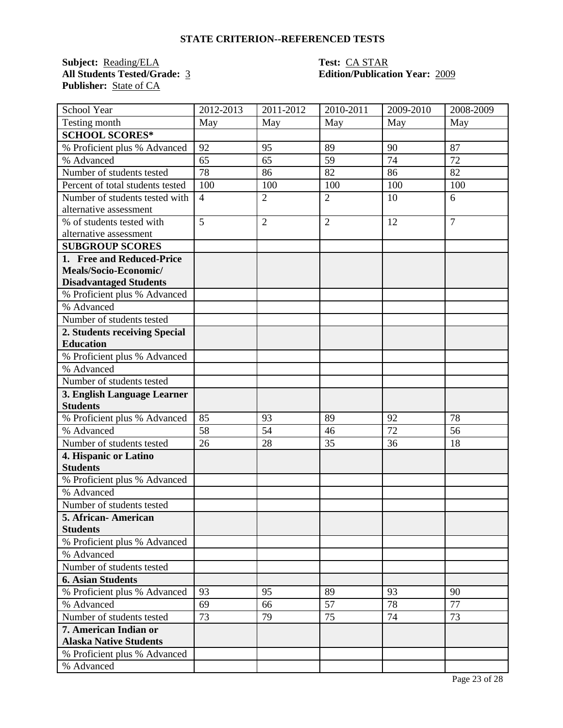## STATE CRITERION--REFERENCED TESTS

**Subject:** Reading/ELA
**All Students Tested/Grade:** 3
**Publisher:** State of CA

**Test:** CA STAR
**Edition/Publication Year:** 2009

| School Year | 2012-2013 | 2011-2012 | 2010-2011 | 2009-2010 | 2008-2009 |
|---|---|---|---|---|---|
| Testing month | May | May | May | May | May |
| **SCHOOL SCORES*** | | | | | |
| % Proficient plus % Advanced | 92 | 95 | 89 | 90 | 87 |
| % Advanced | 65 | 65 | 59 | 74 | 72 |
| Number of students tested | 78 | 86 | 82 | 86 | 82 |
| Percent of total students tested | 100 | 100 | 100 | 100 | 100 |
| Number of students tested with alternative assessment | 4 | 2 | 2 | 10 | 6 |
| % of students tested with alternative assessment | 5 | 2 | 2 | 12 | 7 |
| **SUBGROUP SCORES** | | | | | |
| **1. Free and Reduced-Price Meals/Socio-Economic/ Disadvantaged Students** | | | | | |
| % Proficient plus % Advanced | | | | | |
| % Advanced | | | | | |
| Number of students tested | | | | | |
| **2. Students receiving Special Education** | | | | | |
| % Proficient plus % Advanced | | | | | |
| % Advanced | | | | | |
| Number of students tested | | | | | |
| **3. English Language Learner Students** | | | | | |
| % Proficient plus % Advanced | 85 | 93 | 89 | 92 | 78 |
| % Advanced | 58 | 54 | 46 | 72 | 56 |
| Number of students tested | 26 | 28 | 35 | 36 | 18 |
| **4. Hispanic or Latino Students** | | | | | |
| % Proficient plus % Advanced | | | | | |
| % Advanced | | | | | |
| Number of students tested | | | | | |
| **5. African- American Students** | | | | | |
| % Proficient plus % Advanced | | | | | |
| % Advanced | | | | | |
| Number of students tested | | | | | |
| **6. Asian Students** | | | | | |
| % Proficient plus % Advanced | 93 | 95 | 89 | 93 | 90 |
| % Advanced | 69 | 66 | 57 | 78 | 77 |
| Number of students tested | 73 | 79 | 75 | 74 | 73 |
| **7. American Indian or Alaska Native Students** | | | | | |
| % Proficient plus % Advanced | | | | | |
| % Advanced | | | | | |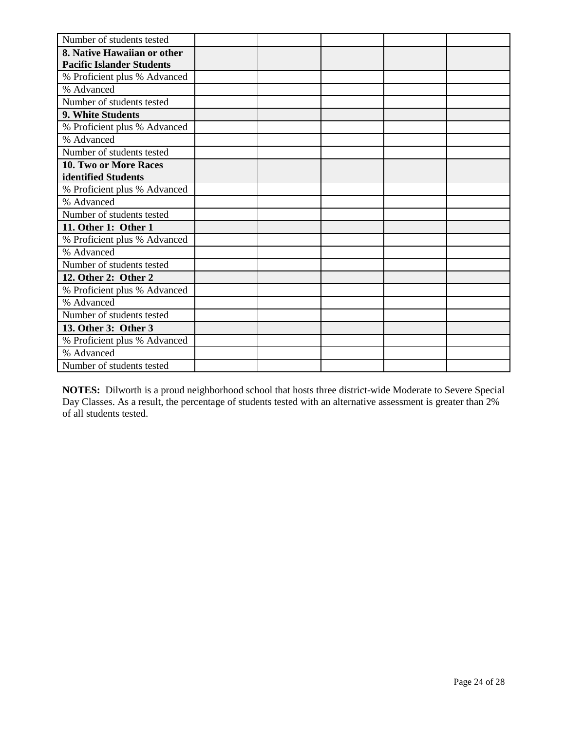| Number of students tested | | | | | |
|---|---|---|---|---|---|
| **8. Native Hawaiian or other Pacific Islander Students** | | | | | |
| % Proficient plus % Advanced | | | | | |
| % Advanced | | | | | |
| Number of students tested | | | | | |
| **9. White Students** | | | | | |
| % Proficient plus % Advanced | | | | | |
| % Advanced | | | | | |
| Number of students tested | | | | | |
| **10. Two or More Races identified Students** | | | | | |
| % Proficient plus % Advanced | | | | | |
| % Advanced | | | | | |
| Number of students tested | | | | | |
| **11. Other 1: Other 1** | | | | | |
| % Proficient plus % Advanced | | | | | |
| % Advanced | | | | | |
| Number of students tested | | | | | |
| **12. Other 2: Other 2** | | | | | |
| % Proficient plus % Advanced | | | | | |
| % Advanced | | | | | |
| Number of students tested | | | | | |
| **13. Other 3: Other 3** | | | | | |
| % Proficient plus % Advanced | | | | | |
| % Advanced | | | | | |
| Number of students tested | | | | | |

**NOTES:** Dilworth is a proud neighborhood school that hosts three district-wide Moderate to Severe Special Day Classes. As a result, the percentage of students tested with an alternative assessment is greater than 2% of all students tested.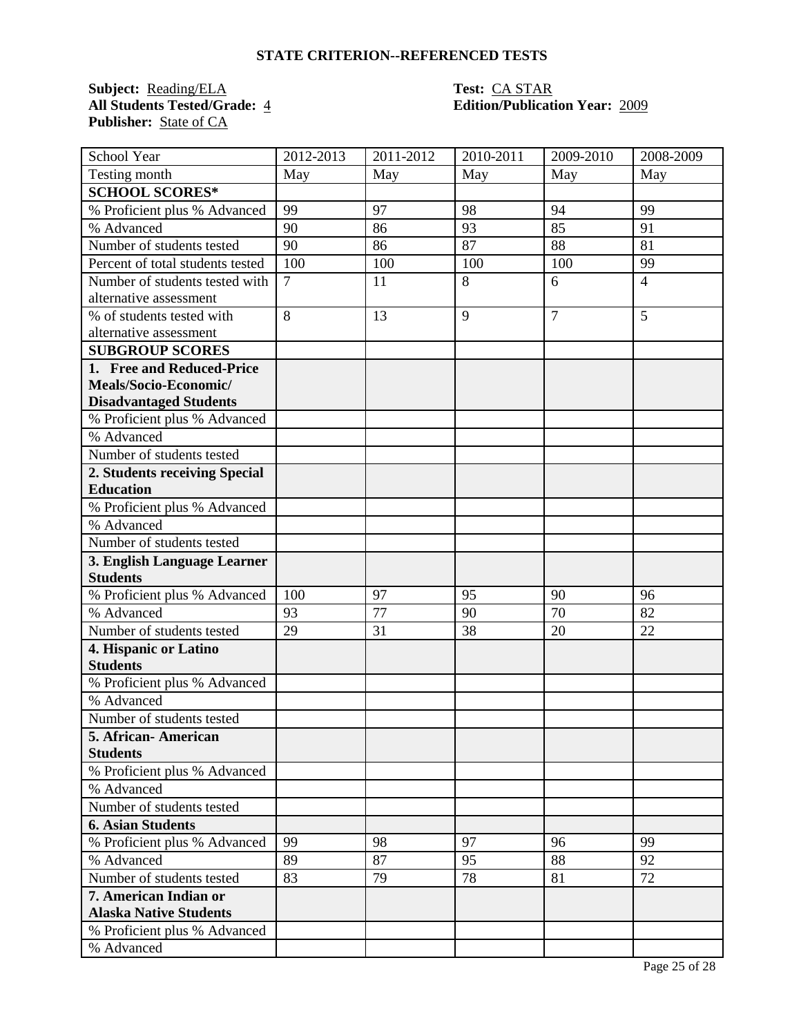## STATE CRITERION--REFERENCED TESTS

**Subject:** Reading/ELA
**All Students Tested/Grade:** 4
**Publisher:** State of CA

**Test:** CA STAR
**Edition/Publication Year:** 2009

| School Year | 2012-2013 | 2011-2012 | 2010-2011 | 2009-2010 | 2008-2009 |
|---|---|---|---|---|---|
| Testing month | May | May | May | May | May |
| **SCHOOL SCORES*** | | | | | |
| % Proficient plus % Advanced | 99 | 97 | 98 | 94 | 99 |
| % Advanced | 90 | 86 | 93 | 85 | 91 |
| Number of students tested | 90 | 86 | 87 | 88 | 81 |
| Percent of total students tested | 100 | 100 | 100 | 100 | 99 |
| Number of students tested with alternative assessment | 7 | 11 | 8 | 6 | 4 |
| % of students tested with alternative assessment | 8 | 13 | 9 | 7 | 5 |
| **SUBGROUP SCORES** | | | | | |
| **1. Free and Reduced-Price Meals/Socio-Economic/ Disadvantaged Students** | | | | | |
| % Proficient plus % Advanced | | | | | |
| % Advanced | | | | | |
| Number of students tested | | | | | |
| **2. Students receiving Special Education** | | | | | |
| % Proficient plus % Advanced | | | | | |
| % Advanced | | | | | |
| Number of students tested | | | | | |
| **3. English Language Learner Students** | | | | | |
| % Proficient plus % Advanced | 100 | 97 | 95 | 90 | 96 |
| % Advanced | 93 | 77 | 90 | 70 | 82 |
| Number of students tested | 29 | 31 | 38 | 20 | 22 |
| **4. Hispanic or Latino Students** | | | | | |
| % Proficient plus % Advanced | | | | | |
| % Advanced | | | | | |
| Number of students tested | | | | | |
| **5. African- American Students** | | | | | |
| % Proficient plus % Advanced | | | | | |
| % Advanced | | | | | |
| Number of students tested | | | | | |
| **6. Asian Students** | | | | | |
| % Proficient plus % Advanced | 99 | 98 | 97 | 96 | 99 |
| % Advanced | 89 | 87 | 95 | 88 | 92 |
| Number of students tested | 83 | 79 | 78 | 81 | 72 |
| **7. American Indian or Alaska Native Students** | | | | | |
| % Proficient plus % Advanced | | | | | |
| % Advanced | | | | | |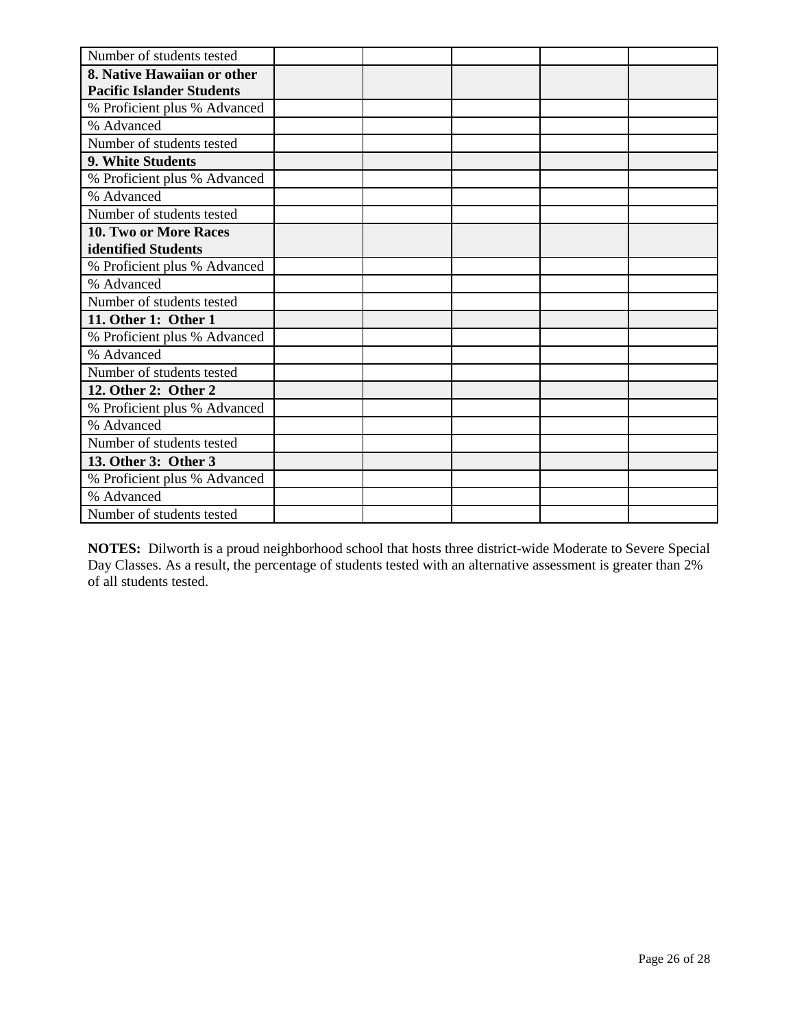| Number of students tested | | | | | |
|---|---|---|---|---|---|
| **8. Native Hawaiian or other Pacific Islander Students** | | | | | |
| % Proficient plus % Advanced | | | | | |
| % Advanced | | | | | |
| Number of students tested | | | | | |
| **9. White Students** | | | | | |
| % Proficient plus % Advanced | | | | | |
| % Advanced | | | | | |
| Number of students tested | | | | | |
| **10. Two or More Races identified Students** | | | | | |
| % Proficient plus % Advanced | | | | | |
| % Advanced | | | | | |
| Number of students tested | | | | | |
| **11. Other 1: Other 1** | | | | | |
| % Proficient plus % Advanced | | | | | |
| % Advanced | | | | | |
| Number of students tested | | | | | |
| **12. Other 2: Other 2** | | | | | |
| % Proficient plus % Advanced | | | | | |
| % Advanced | | | | | |
| Number of students tested | | | | | |
| **13. Other 3: Other 3** | | | | | |
| % Proficient plus % Advanced | | | | | |
| % Advanced | | | | | |
| Number of students tested | | | | | |

**NOTES:** Dilworth is a proud neighborhood school that hosts three district-wide Moderate to Severe Special Day Classes. As a result, the percentage of students tested with an alternative assessment is greater than 2% of all students tested.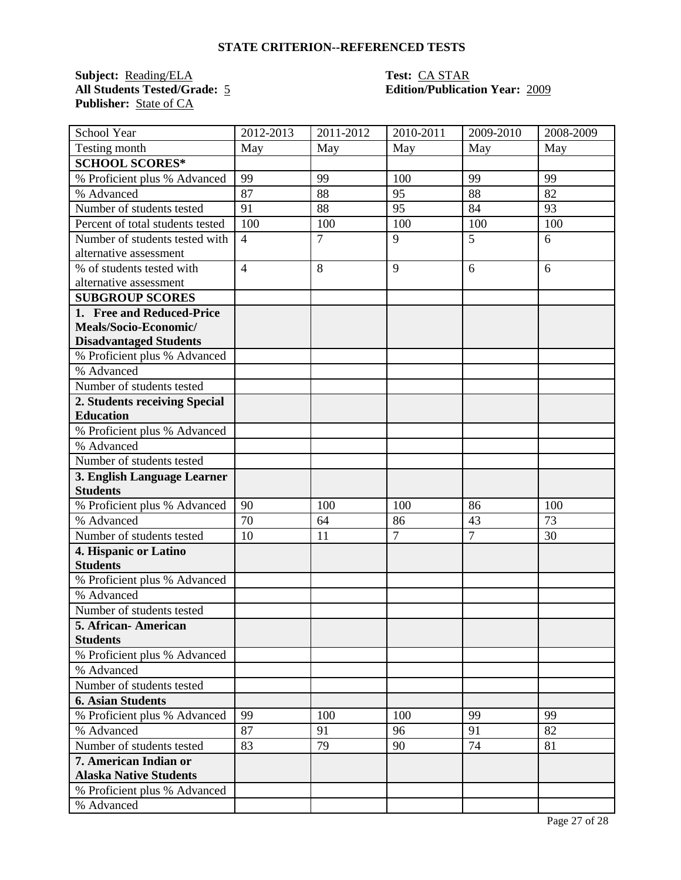## STATE CRITERION--REFERENCED TESTS

**Subject:** Reading/ELA
**All Students Tested/Grade:** 5
**Publisher:** State of CA

**Test:** CA STAR
**Edition/Publication Year:** 2009

| School Year | 2012-2013 | 2011-2012 | 2010-2011 | 2009-2010 | 2008-2009 |
|---|---|---|---|---|---|
| Testing month | May | May | May | May | May |
| **SCHOOL SCORES*** | | | | | |
| % Proficient plus % Advanced | 99 | 99 | 100 | 99 | 99 |
| % Advanced | 87 | 88 | 95 | 88 | 82 |
| Number of students tested | 91 | 88 | 95 | 84 | 93 |
| Percent of total students tested | 100 | 100 | 100 | 100 | 100 |
| Number of students tested with alternative assessment | 4 | 7 | 9 | 5 | 6 |
| % of students tested with alternative assessment | 4 | 8 | 9 | 6 | 6 |
| **SUBGROUP SCORES** | | | | | |
| **1. Free and Reduced-Price Meals/Socio-Economic/ Disadvantaged Students** | | | | | |
| % Proficient plus % Advanced | | | | | |
| % Advanced | | | | | |
| Number of students tested | | | | | |
| **2. Students receiving Special Education** | | | | | |
| % Proficient plus % Advanced | | | | | |
| % Advanced | | | | | |
| Number of students tested | | | | | |
| **3. English Language Learner Students** | | | | | |
| % Proficient plus % Advanced | 90 | 100 | 100 | 86 | 100 |
| % Advanced | 70 | 64 | 86 | 43 | 73 |
| Number of students tested | 10 | 11 | 7 | 7 | 30 |
| **4. Hispanic or Latino Students** | | | | | |
| % Proficient plus % Advanced | | | | | |
| % Advanced | | | | | |
| Number of students tested | | | | | |
| **5. African- American Students** | | | | | |
| % Proficient plus % Advanced | | | | | |
| % Advanced | | | | | |
| Number of students tested | | | | | |
| **6. Asian Students** | | | | | |
| % Proficient plus % Advanced | 99 | 100 | 100 | 99 | 99 |
| % Advanced | 87 | 91 | 96 | 91 | 82 |
| Number of students tested | 83 | 79 | 90 | 74 | 81 |
| **7. American Indian or Alaska Native Students** | | | | | |
| % Proficient plus % Advanced | | | | | |
| % Advanced | | | | | |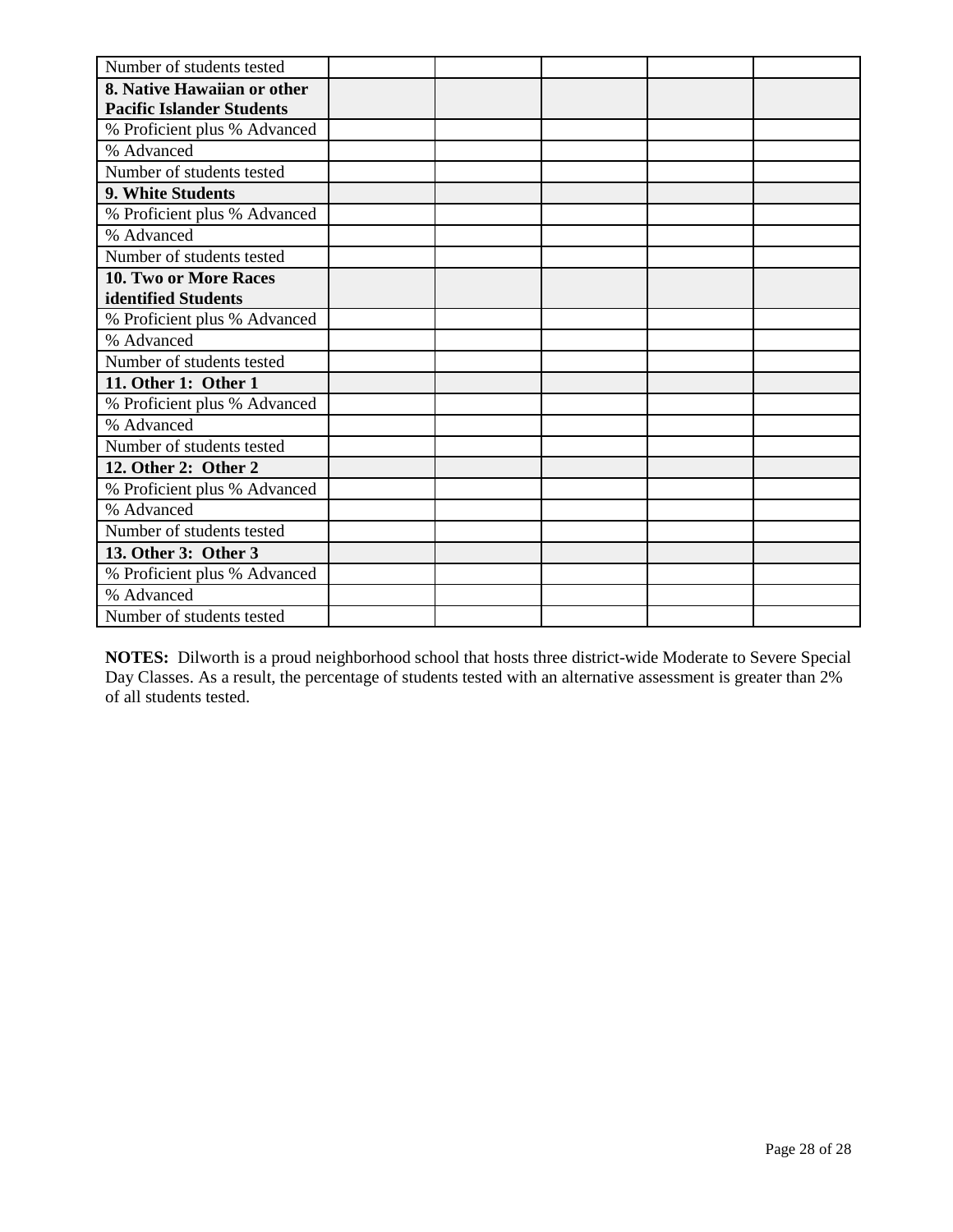| | | | | | |
|---|---|---|---|---|---|
| Number of students tested | | | | | |
| **8. Native Hawaiian or other Pacific Islander Students** | | | | | |
| % Proficient plus % Advanced | | | | | |
| % Advanced | | | | | |
| Number of students tested | | | | | |
| **9. White Students** | | | | | |
| % Proficient plus % Advanced | | | | | |
| % Advanced | | | | | |
| Number of students tested | | | | | |
| **10. Two or More Races identified Students** | | | | | |
| % Proficient plus % Advanced | | | | | |
| % Advanced | | | | | |
| Number of students tested | | | | | |
| **11. Other 1: Other 1** | | | | | |
| % Proficient plus % Advanced | | | | | |
| % Advanced | | | | | |
| Number of students tested | | | | | |
| **12. Other 2: Other 2** | | | | | |
| % Proficient plus % Advanced | | | | | |
| % Advanced | | | | | |
| Number of students tested | | | | | |
| **13. Other 3: Other 3** | | | | | |
| % Proficient plus % Advanced | | | | | |
| % Advanced | | | | | |
| Number of students tested | | | | | |

**NOTES:** Dilworth is a proud neighborhood school that hosts three district-wide Moderate to Severe Special Day Classes. As a result, the percentage of students tested with an alternative assessment is greater than 2% of all students tested.